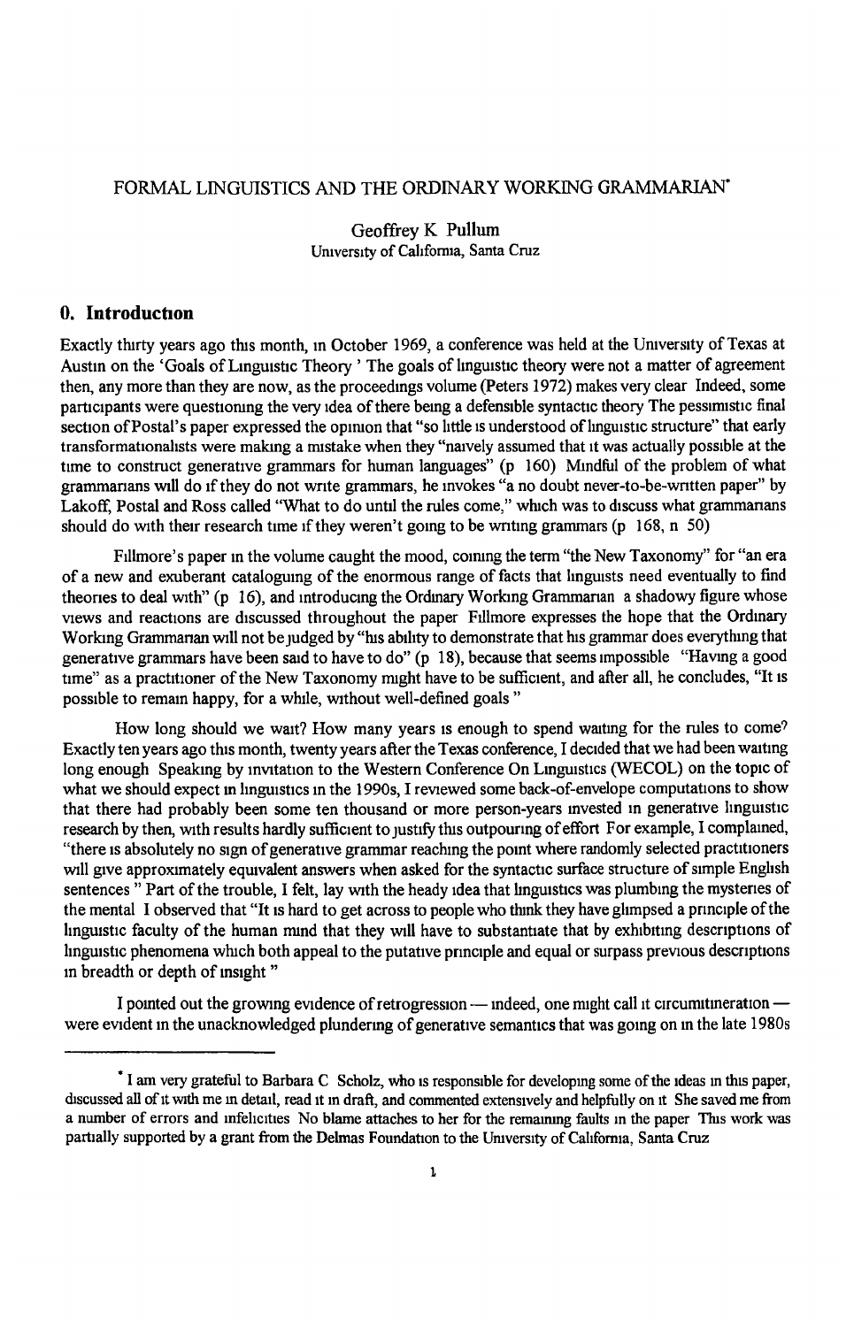FORMAL LINGUISTICS AND THE ORDINARY WORKING GRAMMARIAN*

Geoffrey K Pullum
University of California, Santa Cruz

## 0. Introduction

Exactly thirty years ago this month, in October 1969, a conference was held at the University of Texas at Austin on the 'Goals of Linguistic Theory ' The goals of linguistic theory were not a matter of agreement then, any more than they are now, as the proceedings volume (Peters 1972) makes very clear Indeed, some participants were questioning the very idea of there being a defensible syntactic theory The pessimistic final section of Postal's paper expressed the opinion that "so little is understood of linguistic structure" that early transformationalists were making a mistake when they "naively assumed that it was actually possible at the time to construct generative grammars for human languages" (p 160) Mindful of the problem of what grammarians will do if they do not write grammars, he invokes "a no doubt never-to-be-written paper" by Lakoff, Postal and Ross called "What to do until the rules come," which was to discuss what grammarians should do with their research time if they weren't going to be writing grammars (p 168, n 50)

Fillmore's paper in the volume caught the mood, coining the term "the New Taxonomy" for "an era of a new and exuberant cataloguing of the enormous range of facts that linguists need eventually to find theories to deal with" (p 16), and introducing the Ordinary Working Grammarian a shadowy figure whose views and reactions are discussed throughout the paper Fillmore expresses the hope that the Ordinary Working Grammarian will not be judged by "his ability to demonstrate that his grammar does everything that generative grammars have been said to have to do" (p 18), because that seems impossible "Having a good time" as a practitioner of the New Taxonomy might have to be sufficient, and after all, he concludes, "It is possible to remain happy, for a while, without well-defined goals "

How long should we wait? How many years is enough to spend waiting for the rules to come? Exactly ten years ago this month, twenty years after the Texas conference, I decided that we had been waiting long enough Speaking by invitation to the Western Conference On Linguistics (WECOL) on the topic of what we should expect in linguistics in the 1990s, I reviewed some back-of-envelope computations to show that there had probably been some ten thousand or more person-years invested in generative linguistic research by then, with results hardly sufficient to justify this outpouring of effort For example, I complained, "there is absolutely no sign of generative grammar reaching the point where randomly selected practitioners will give approximately equivalent answers when asked for the syntactic surface structure of simple English sentences " Part of the trouble, I felt, lay with the heady idea that linguistics was plumbing the mysteries of the mental I observed that "It is hard to get across to people who think they have glimpsed a principle of the linguistic faculty of the human mind that they will have to substantiate that by exhibiting descriptions of linguistic phenomena which both appeal to the putative principle and equal or surpass previous descriptions in breadth or depth of insight "

I pointed out the growing evidence of retrogression — indeed, one might call it circumitineration — were evident in the unacknowledged plundering of generative semantics that was going on in the late 1980s

---

* I am very grateful to Barbara C Scholz, who is responsible for developing some of the ideas in this paper, discussed all of it with me in detail, read it in draft, and commented extensively and helpfully on it She saved me from a number of errors and infelicities No blame attaches to her for the remaining faults in the paper This work was partially supported by a grant from the Delmas Foundation to the University of California, Santa Cruz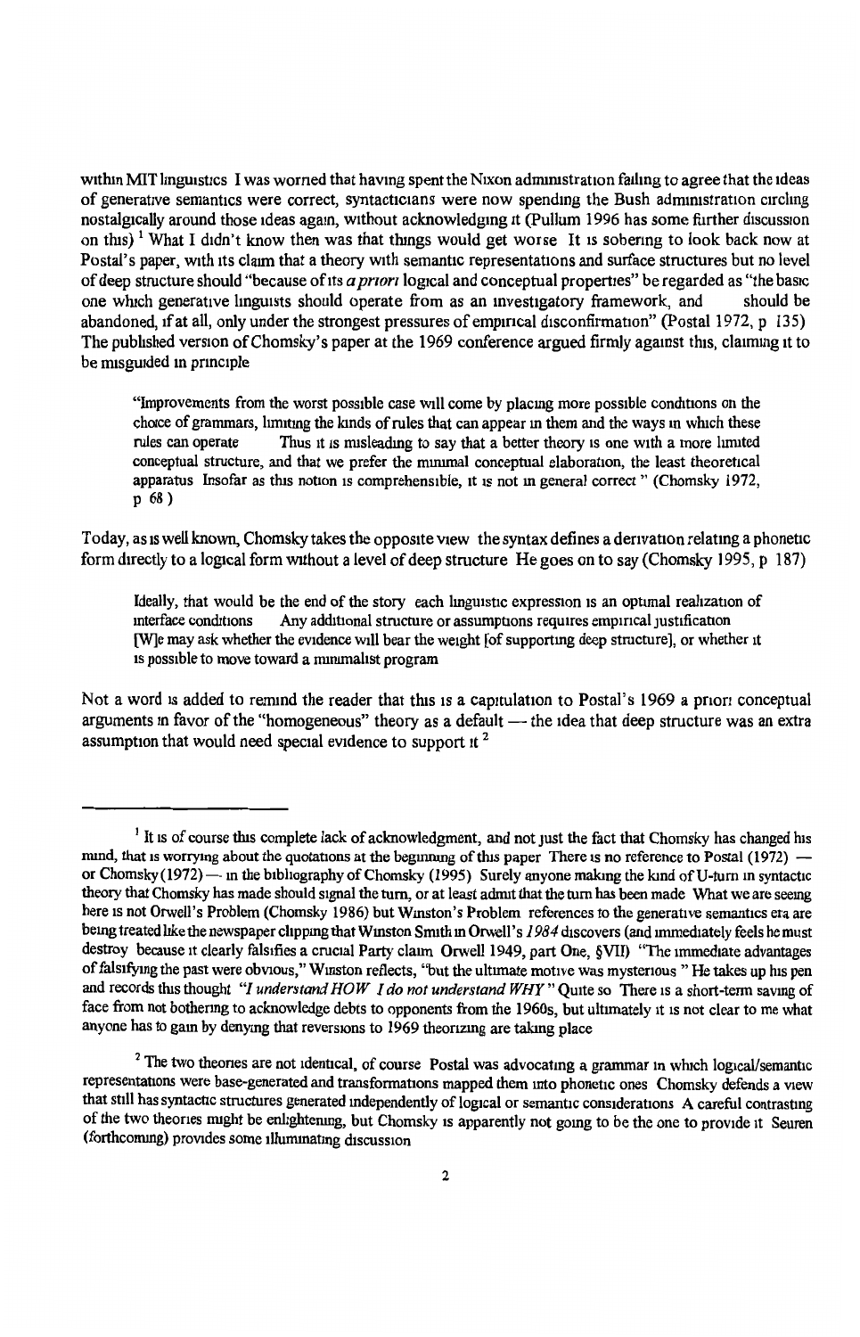within MIT linguistics I was worried that having spent the Nixon administration failing to agree that the ideas of generative semantics were correct, syntacticians were now spending the Bush administration circling nostalgically around those ideas again, without acknowledging it (Pullum 1996 has some further discussion on this) [1] What I didn't know then was that things would get worse It is sobering to look back now at Postal's paper, with its claim that a theory with semantic representations and surface structures but no level of deep structure should "because of its *a priori* logical and conceptual properties" be regarded as "the basic one which generative linguists should operate from as an investigatory framework, and should be abandoned, if at all, only under the strongest pressures of empirical disconfirmation" (Postal 1972, p 135) The published version of Chomsky's paper at the 1969 conference argued firmly against this, claiming it to be misguided in principle

> "Improvements from the worst possible case will come by placing more possible conditions on the choice of grammars, limiting the kinds of rules that can appear in them and the ways in which these rules can operate Thus it is misleading to say that a better theory is one with a more limited conceptual structure, and that we prefer the minimal conceptual elaboration, the least theoretical apparatus Insofar as this notion is comprehensible, it is not in general correct " (Chomsky 1972, p 68 )

Today, as is well known, Chomsky takes the opposite view the syntax defines a derivation relating a phonetic form directly to a logical form without a level of deep structure He goes on to say (Chomsky 1995, p 187)

> Ideally, that would be the end of the story each linguistic expression is an optimal realization of interface conditions Any additional structure or assumptions requires empirical justification [W]e may ask whether the evidence will bear the weight [of supporting deep structure], or whether it is possible to move toward a minimalist program

Not a word is added to remind the reader that this is a capitulation to Postal's 1969 a priori conceptual arguments in favor of the "homogeneous" theory as a default — the idea that deep structure was an extra assumption that would need special evidence to support it [2]

---

[1] It is of course this complete lack of acknowledgment, and not just the fact that Chomsky has changed his mind, that is worrying about the quotations at the beginning of this paper There is no reference to Postal (1972) — or Chomsky (1972) — in the bibliography of Chomsky (1995) Surely anyone making the kind of U-turn in syntactic theory that Chomsky has made should signal the turn, or at least admit that the turn has been made What we are seeing here is not Orwell's Problem (Chomsky 1986) but Winston's Problem references to the generative semantics era are being treated like the newspaper clipping that Winston Smith in Orwell's *1984* discovers (and immediately feels he must destroy because it clearly falsifies a crucial Party claim Orwell 1949, part One, §VII) "The immediate advantages of falsifying the past were obvious," Winston reflects, "but the ultimate motive was mysterious " He takes up his pen and records this thought *"I understand HOW I do not understand WHY"* Quite so There is a short-term saving of face from not bothering to acknowledge debts to opponents from the 1960s, but ultimately it is not clear to me what anyone has to gain by denying that reversions to 1969 theorizing are taking place

[2] The two theories are not identical, of course Postal was advocating a grammar in which logical/semantic representations were base-generated and transformations mapped them into phonetic ones Chomsky defends a view that still has syntactic structures generated independently of logical or semantic considerations A careful contrasting of the two theories might be enlightening, but Chomsky is apparently not going to be the one to provide it Seuren (forthcoming) provides some illuminating discussion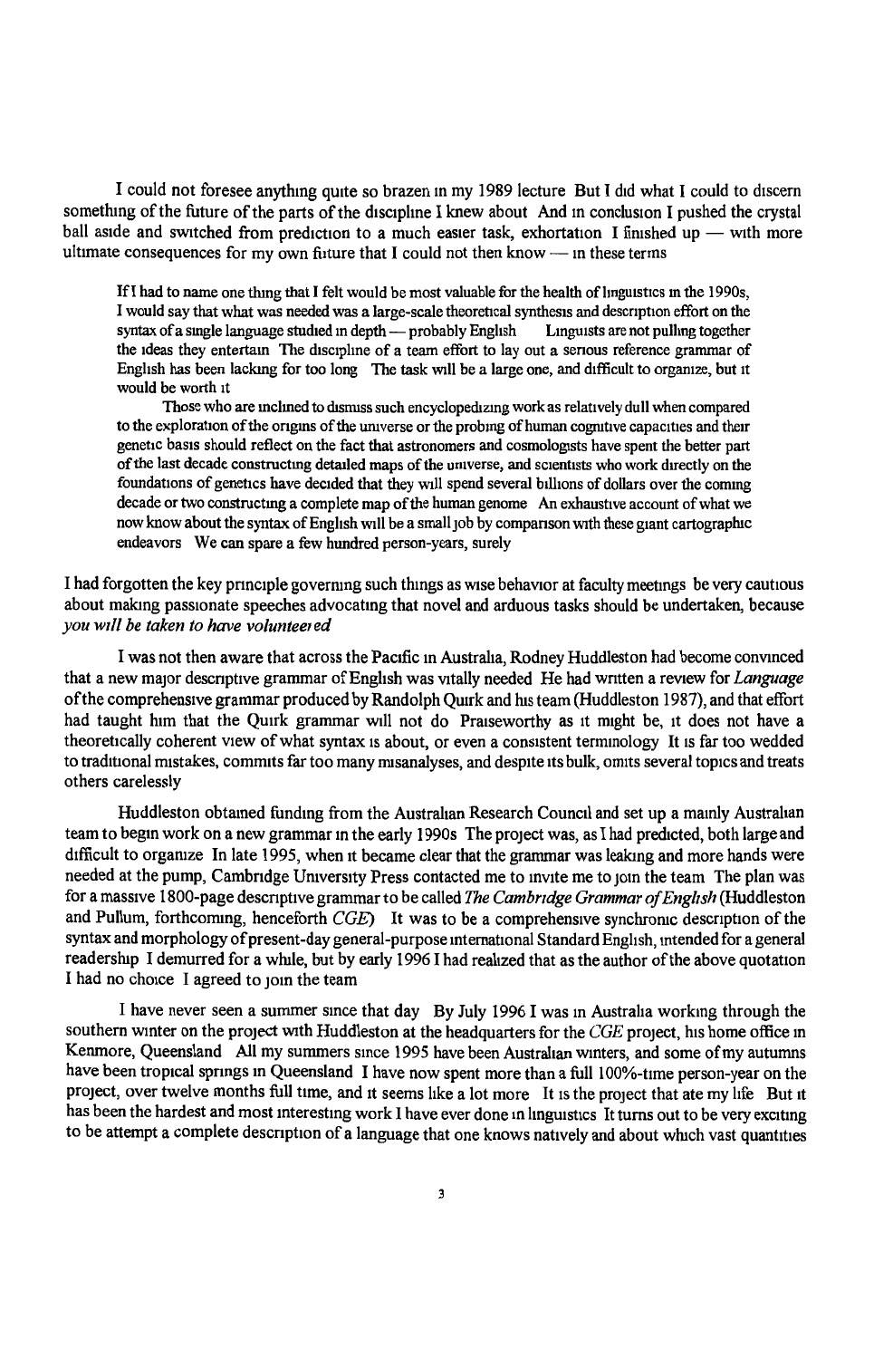I could not foresee anything quite so brazen in my 1989 lecture But I did what I could to discern something of the future of the parts of the discipline I knew about And in conclusion I pushed the crystal ball aside and switched from prediction to a much easier task, exhortation I finished up — with more ultimate consequences for my own future that I could not then know — in these terms

> If I had to name one thing that I felt would be most valuable for the health of linguistics in the 1990s, I would say that what was needed was a large-scale theoretical synthesis and description effort on the syntax of a single language studied in depth — probably English Linguists are not pulling together the ideas they entertain The discipline of a team effort to lay out a serious reference grammar of English has been lacking for too long The task will be a large one, and difficult to organize, but it would be worth it
>
> Those who are inclined to dismiss such encyclopedizing work as relatively dull when compared to the exploration of the origins of the universe or the probing of human cognitive capacities and their genetic basis should reflect on the fact that astronomers and cosmologists have spent the better part of the last decade constructing detailed maps of the universe, and scientists who work directly on the foundations of genetics have decided that they will spend several billions of dollars over the coming decade or two constructing a complete map of the human genome An exhaustive account of what we now know about the syntax of English will be a small job by comparison with these giant cartographic endeavors We can spare a few hundred person-years, surely

I had forgotten the key principle governing such things as wise behavior at faculty meetings be very cautious about making passionate speeches advocating that novel and arduous tasks should be undertaken, because *you will be taken to have volunteered*

I was not then aware that across the Pacific in Australia, Rodney Huddleston had become convinced that a new major descriptive grammar of English was vitally needed He had written a review for *Language* of the comprehensive grammar produced by Randolph Quirk and his team (Huddleston 1987), and that effort had taught him that the Quirk grammar will not do Praiseworthy as it might be, it does not have a theoretically coherent view of what syntax is about, or even a consistent terminology It is far too wedded to traditional mistakes, commits far too many misanalyses, and despite its bulk, omits several topics and treats others carelessly

Huddleston obtained funding from the Australian Research Council and set up a mainly Australian team to begin work on a new grammar in the early 1990s The project was, as I had predicted, both large and difficult to organize In late 1995, when it became clear that the grammar was leaking and more hands were needed at the pump, Cambridge University Press contacted me to invite me to join the team The plan was for a massive 1800-page descriptive grammar to be called *The Cambridge Grammar of English* (Huddleston and Pullum, forthcoming, henceforth *CGE*) It was to be a comprehensive synchronic description of the syntax and morphology of present-day general-purpose international Standard English, intended for a general readership I demurred for a while, but by early 1996 I had realized that as the author of the above quotation I had no choice I agreed to join the team

I have never seen a summer since that day By July 1996 I was in Australia working through the southern winter on the project with Huddleston at the headquarters for the *CGE* project, his home office in Kenmore, Queensland All my summers since 1995 have been Australian winters, and some of my autumns have been tropical springs in Queensland I have now spent more than a full 100%-time person-year on the project, over twelve months full time, and it seems like a lot more It is the project that ate my life But it has been the hardest and most interesting work I have ever done in linguistics It turns out to be very exciting to be attempt a complete description of a language that one knows natively and about which vast quantities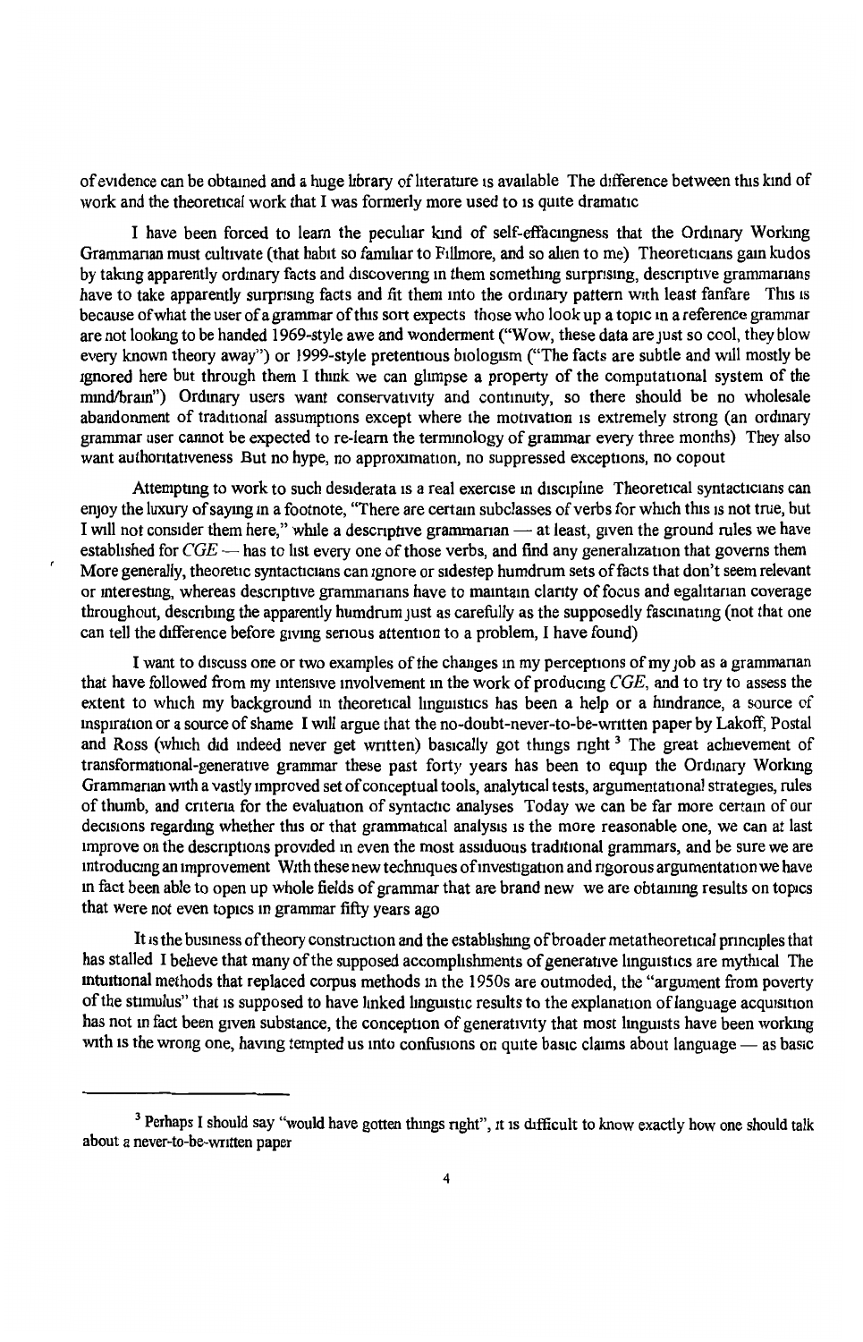of evidence can be obtained and a huge library of literature is available The difference between this kind of work and the theoretical work that I was formerly more used to is quite dramatic

I have been forced to learn the peculiar kind of self-effacingness that the Ordinary Working Grammarian must cultivate (that habit so familiar to Fillmore, and so alien to me) Theoreticians gain kudos by taking apparently ordinary facts and discovering in them something surprising, descriptive grammarians have to take apparently surprising facts and fit them into the ordinary pattern with least fanfare This is because of what the user of a grammar of this sort expects those who look up a topic in a reference grammar are not looking to be handed 1969-style awe and wonderment ("Wow, these data are just so cool, they blow every known theory away") or 1999-style pretentious biologism ("The facts are subtle and will mostly be ignored here but through them I think we can glimpse a property of the computational system of the mind/brain") Ordinary users want conservativity and continuity, so there should be no wholesale abandonment of traditional assumptions except where the motivation is extremely strong (an ordinary grammar user cannot be expected to re-learn the terminology of grammar every three months) They also want authoritativeness But no hype, no approximation, no suppressed exceptions, no copout

Attempting to work to such desiderata is a real exercise in discipline Theoretical syntacticians can enjoy the luxury of saying in a footnote, "There are certain subclasses of verbs for which this is not true, but I will not consider them here," while a descriptive grammarian — at least, given the ground rules we have established for *CGE* — has to list every one of those verbs, and find any generalization that governs them More generally, theoretic syntacticians can ignore or sidestep humdrum sets of facts that don't seem relevant or interesting, whereas descriptive grammarians have to maintain clarity of focus and egalitarian coverage throughout, describing the apparently humdrum just as carefully as the supposedly fascinating (not that one can tell the difference before giving serious attention to a problem, I have found)

I want to discuss one or two examples of the changes in my perceptions of my job as a grammarian that have followed from my intensive involvement in the work of producing *CGE*, and to try to assess the extent to which my background in theoretical linguistics has been a help or a hindrance, a source of inspiration or a source of shame I will argue that the no-doubt-never-to-be-written paper by Lakoff, Postal and Ross (which did indeed never get written) basically got things right [3] The great achievement of transformational-generative grammar these past forty years has been to equip the Ordinary Working Grammarian with a vastly improved set of conceptual tools, analytical tests, argumentational strategies, rules of thumb, and criteria for the evaluation of syntactic analyses Today we can be far more certain of our decisions regarding whether this or that grammatical analysis is the more reasonable one, we can at last improve on the descriptions provided in even the most assiduous traditional grammars, and be sure we are introducing an improvement With these new techniques of investigation and rigorous argumentation we have in fact been able to open up whole fields of grammar that are brand new we are obtaining results on topics that were not even topics in grammar fifty years ago

It is the business of theory construction and the establishing of broader metatheoretical principles that has stalled I believe that many of the supposed accomplishments of generative linguistics are mythical The intuitional methods that replaced corpus methods in the 1950s are outmoded, the "argument from poverty of the stimulus" that is supposed to have linked linguistic results to the explanation of language acquisition has not in fact been given substance, the conception of generativity that most linguists have been working with is the wrong one, having tempted us into confusions on quite basic claims about language — as basic

---

[3] Perhaps I should say "would have gotten things right", it is difficult to know exactly how one should talk about a never-to-be-written paper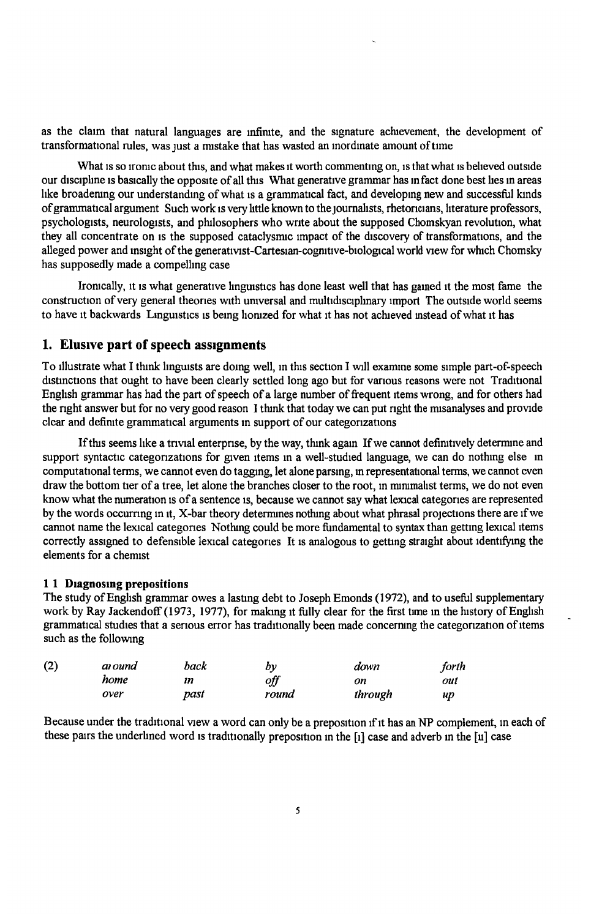as the claim that natural languages are infinite, and the signature achievement, the development of transformational rules, was just a mistake that has wasted an inordinate amount of time

What is so ironic about this, and what makes it worth commenting on, is that what is believed outside our discipline is basically the opposite of all this What generative grammar has in fact done best lies in areas like broadening our understanding of what is a grammatical fact, and developing new and successful kinds of grammatical argument Such work is very little known to the journalists, rhetoricians, literature professors, psychologists, neurologists, and philosophers who write about the supposed Chomskyan revolution, what they all concentrate on is the supposed cataclysmic impact of the discovery of transformations, and the alleged power and insight of the generativist-Cartesian-cognitive-biological world view for which Chomsky has supposedly made a compelling case

Ironically, it is what generative linguistics has done least well that has gained it the most fame the construction of very general theories with universal and multidisciplinary import The outside world seems to have it backwards Linguistics is being lionized for what it has not achieved instead of what it has

## 1. Elusive part of speech assignments

To illustrate what I think linguists are doing well, in this section I will examine some simple part-of-speech distinctions that ought to have been clearly settled long ago but for various reasons were not Traditional English grammar has had the part of speech of a large number of frequent items wrong, and for others had the right answer but for no very good reason I think that today we can put right the misanalyses and provide clear and definite grammatical arguments in support of our categorizations

If this seems like a trivial enterprise, by the way, think again If we cannot definitively determine and support syntactic categorizations for given items in a well-studied language, we can do nothing else in computational terms, we cannot even do tagging, let alone parsing, in representational terms, we cannot even draw the bottom tier of a tree, let alone the branches closer to the root, in minimalist terms, we do not even know what the numeration is of a sentence is, because we cannot say what lexical categories are represented by the words occurring in it, X-bar theory determines nothing about what phrasal projections there are if we cannot name the lexical categories Nothing could be more fundamental to syntax than getting lexical items correctly assigned to defensible lexical categories It is analogous to getting straight about identifying the elements for a chemist

### 1 1 Diagnosing prepositions

The study of English grammar owes a lasting debt to Joseph Emonds (1972), and to useful supplementary work by Ray Jackendoff (1973, 1977), for making it fully clear for the first time in the history of English grammatical studies that a serious error has traditionally been made concerning the categorization of items such as the following

| (2) | *around* | *back* | *by* | *down* | *forth* |
|---|---|---|---|---|---|
| | *home* | *in* | *off* | *on* | *out* |
| | *over* | *past* | *round* | *through* | *up* |

Because under the traditional view a word can only be a preposition if it has an NP complement, in each of these pairs the underlined word is traditionally preposition in the [i] case and adverb in the [ii] case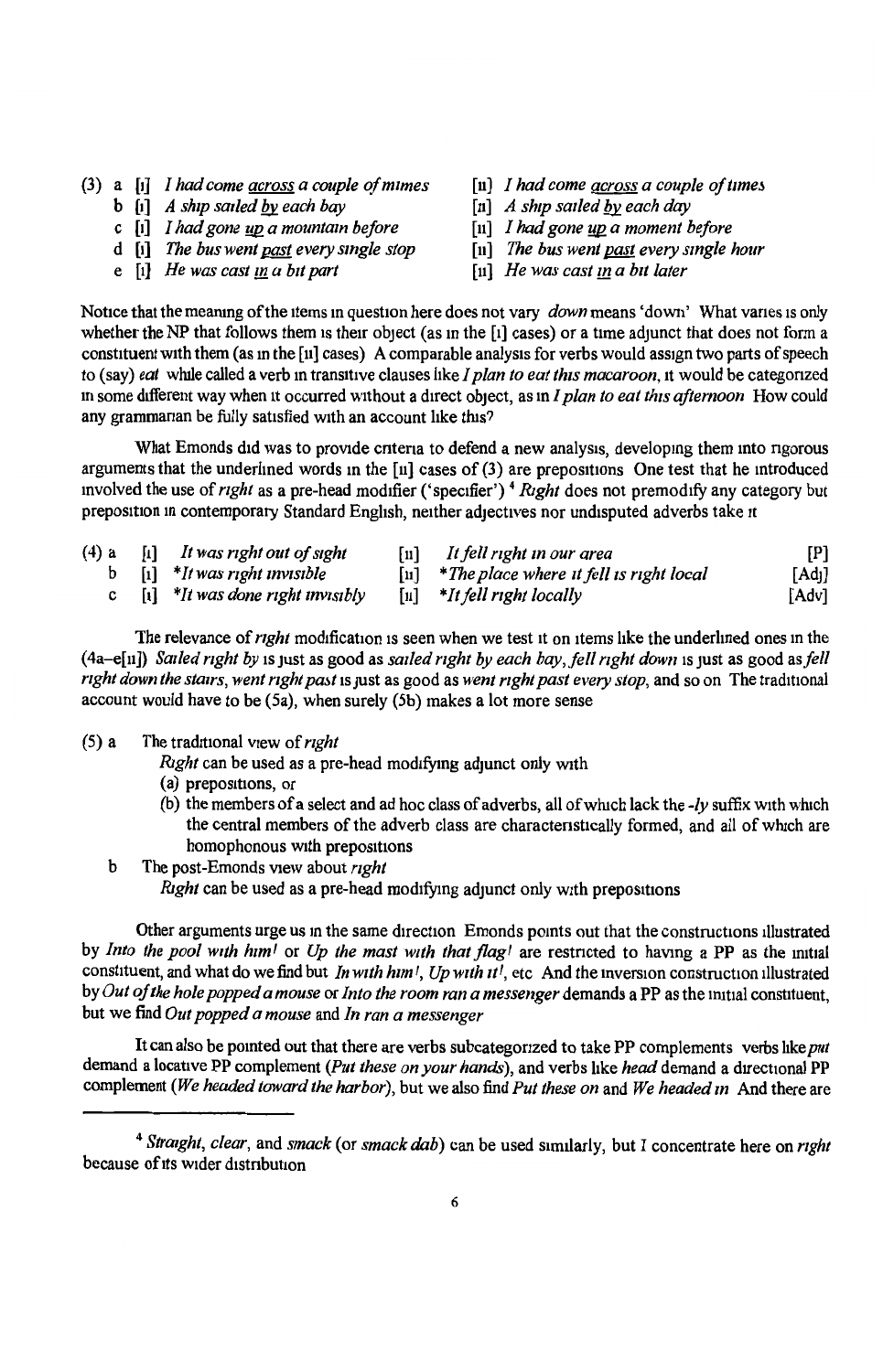(3) a [i] *I had come __across__ a couple of mimes* [ii] *I had come __across__ a couple of times*
b [i] *A ship sailed __by__ each bay* [ii] *A ship sailed __by__ each day*
c [i] *I had gone __up__ a mountain before* [ii] *I had gone __up__ a moment before*
d [i] *The bus went __past__ every single stop* [ii] *The bus went __past__ every single hour*
e [i] *He was cast __in__ a bit part* [ii] *He was cast __in__ a bit later*

Notice that the meaning of the items in question here does not vary *down* means 'down' What varies is only whether the NP that follows them is their object (as in the [i] cases) or a time adjunct that does not form a constituent with them (as in the [ii] cases) A comparable analysis for verbs would assign two parts of speech to (say) *eat* while called a verb in transitive clauses like *I plan to eat this macaroon*, it would be categorized in some different way when it occurred without a direct object, as in *I plan to eat this afternoon* How could any grammarian be fully satisfied with an account like this?

What Emonds did was to provide criteria to defend a new analysis, developing them into rigorous arguments that the underlined words in the [ii] cases of (3) are prepositions One test that he introduced involved the use of *right* as a pre-head modifier ('specifier')[4] *Right* does not premodify any category but preposition in contemporary Standard English, neither adjectives nor undisputed adverbs take it

| | | | | | |
|---|---|---|---|---|---|
| (4) a | [i] *It was right out of sight* | | [ii] *It fell right in our area* | | [P] |
| b | [i] *\*It was right invisible* | | [ii] *\*The place where it fell is right local* | | [Adj] |
| c | [i] *\*It was done right invisibly* | | [ii] *\*It fell right locally* | | [Adv] |

The relevance of *right* modification is seen when we test it on items like the underlined ones in the (4a–e[ii]) *Sailed right by* is just as good as *sailed right by each bay*, *fell right down* is just as good as *fell right down the stairs*, *went right past* is just as good as *went right past every stop*, and so on The traditional account would have to be (5a), when surely (5b) makes a lot more sense

(5) a The traditional view of *right*

*Right* can be used as a pre-head modifying adjunct only with
(a) prepositions, or
(b) the members of a select and ad hoc class of adverbs, all of which lack the *-ly* suffix with which the central members of the adverb class are characteristically formed, and all of which are homophonous with prepositions

b The post-Emonds view about *right*

*Right* can be used as a pre-head modifying adjunct only with prepositions

Other arguments urge us in the same direction Emonds points out that the constructions illustrated by *Into the pool with him!* or *Up the mast with that flag!* are restricted to having a PP as the initial constituent, and what do we find but *In with him!*, *Up with it!*, etc And the inversion construction illustrated by *Out of the hole popped a mouse* or *Into the room ran a messenger* demands a PP as the initial constituent, but we find *Out popped a mouse* and *In ran a messenger*

It can also be pointed out that there are verbs subcategorized to take PP complements verbs like *put* demand a locative PP complement (*Put these on your hands*), and verbs like *head* demand a directional PP complement (*We headed toward the harbor*), but we also find *Put these on* and *We headed in* And there are

---

[4] *Straight*, *clear*, and *smack* (or *smack dab*) can be used similarly, but I concentrate here on *right* because of its wider distribution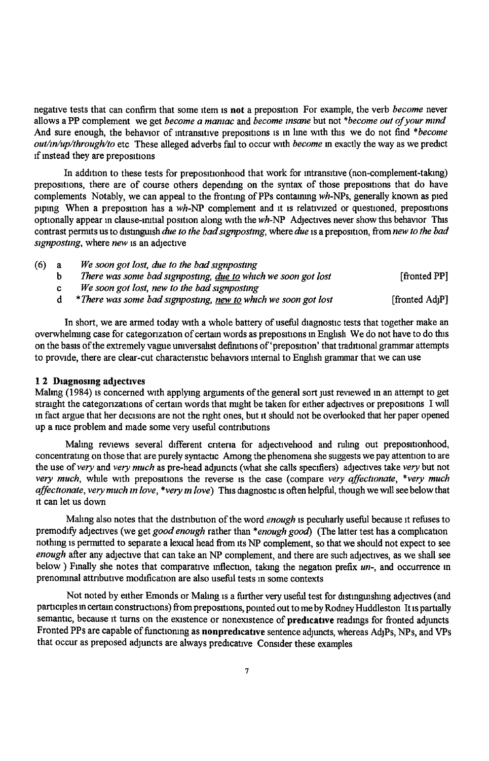negative tests that can confirm that some item is **not** a preposition For example, the verb *become* never allows a PP complement we get *become a maniac* and *become insane* but not *\*become out of your mind* And sure enough, the behavior of intransitive prepositions is in line with this we do not find *\*become out/in/up/through/to* etc These alleged adverbs fail to occur with *become* in exactly the way as we predict if instead they are prepositions

In addition to these tests for prepositionhood that work for intransitive (non-complement-taking) prepositions, there are of course others depending on the syntax of those prepositions that do have complements Notably, we can appeal to the fronting of PPs containing *wh*-NPs, generally known as pied piping When a preposition has a *wh*-NP complement and it is relativized or questioned, prepositions optionally appear in clause-initial position along with the *wh*-NP Adjectives never show this behavior This contrast permits us to distinguish *due to the bad signposting*, where *due* is a preposition, from *new to the bad signposting*, where *new* is an adjective

(6) a *We soon got lost, due to the bad signposting*
  b *There was some bad signposting, <u>due to</u> which we soon got lost* [fronted PP]
  c *We soon got lost, new to the bad signposting*
  d *\*There was some bad signposting, <u>new to</u> which we soon got lost* [fronted AdjP]

In short, we are armed today with a whole battery of useful diagnostic tests that together make an overwhelming case for categorization of certain words as prepositions in English We do not have to do this on the basis of the extremely vague universalist definitions of 'preposition' that traditional grammar attempts to provide, there are clear-cut characteristic behaviors internal to English grammar that we can use

### 1 2 Diagnosing adjectives

Maling (1984) is concerned with applying arguments of the general sort just reviewed in an attempt to get straight the categorizations of certain words that might be taken for either adjectives or prepositions I will in fact argue that her decisions are not the right ones, but it should not be overlooked that her paper opened up a nice problem and made some very useful contributions

Maling reviews several different criteria for adjectivehood and ruling out prepositionhood, concentrating on those that are purely syntactic Among the phenomena she suggests we pay attention to are the use of *very* and *very much* as pre-head adjuncts (what she calls specifiers) adjectives take *very* but not *very much*, while with prepositions the reverse is the case (compare *very affectionate*, *\*very much affectionate*, *very much in love*, *\*very in love*) This diagnostic is often helpful, though we will see below that it can let us down

Maling also notes that the distribution of the word *enough* is peculiarly useful because it refuses to premodify adjectives (we get *good enough* rather than *\*enough good*) (The latter test has a complication nothing is permitted to separate a lexical head from its NP complement, so that we should not expect to see *enough* after any adjective that can take an NP complement, and there are such adjectives, as we shall see below ) Finally she notes that comparative inflection, taking the negation prefix *un-*, and occurrence in prenominal attributive modification are also useful tests in some contexts

Not noted by either Emonds or Maling is a further very useful test for distinguishing adjectives (and participles in certain constructions) from prepositions, pointed out to me by Rodney Huddleston It is partially semantic, because it turns on the existence or nonexistence of **predicative** readings for fronted adjuncts Fronted PPs are capable of functioning as **nonpredicative** sentence adjuncts, whereas AdjPs, NPs, and VPs that occur as preposed adjuncts are always predicative Consider these examples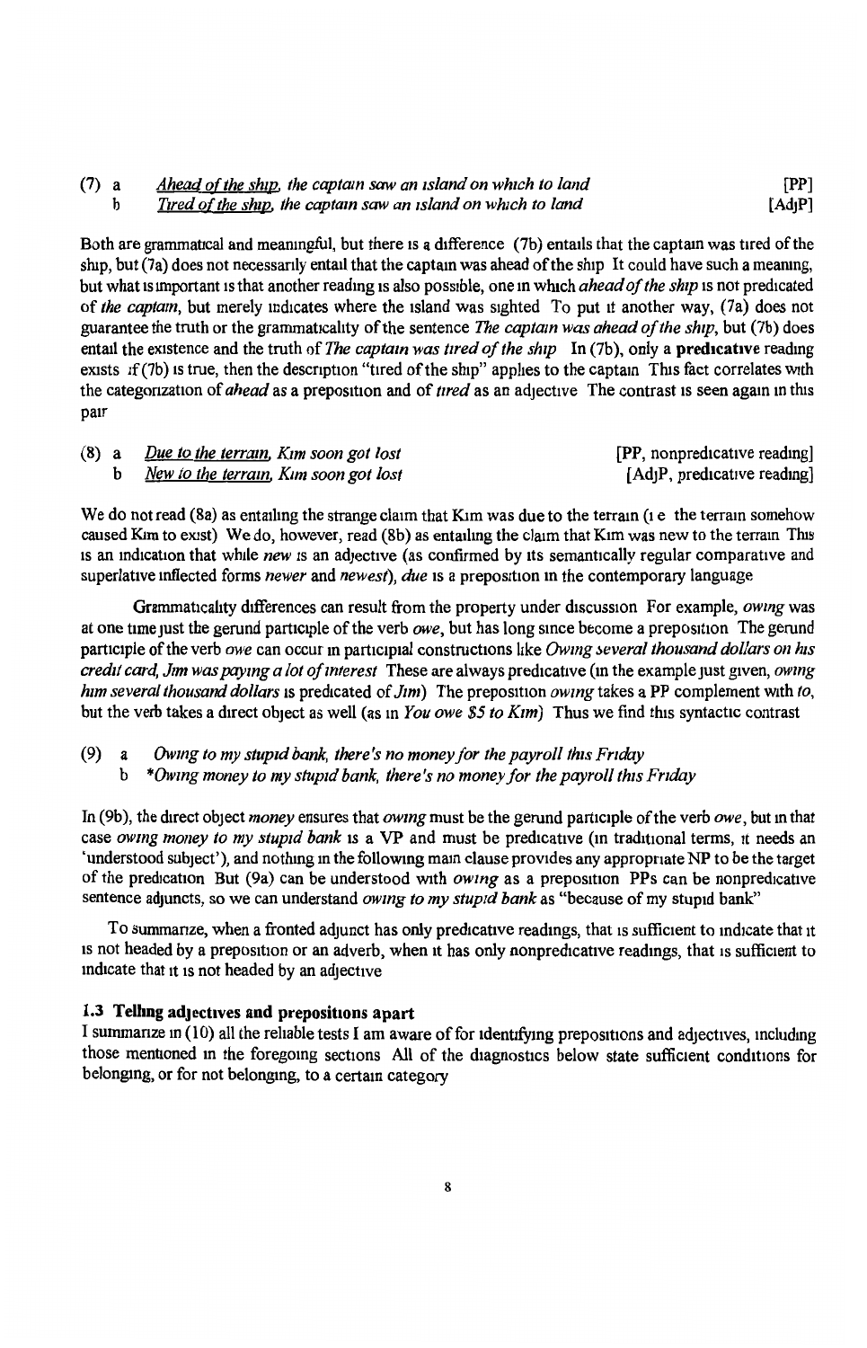(7) a *Ahead of the ship, the captain saw an island on which to land* [PP]
b *Tired of the ship, the captain saw an island on which to land* [AdjP]

Both are grammatical and meaningful, but there is a difference (7b) entails that the captain was tired of the ship, but (7a) does not necessarily entail that the captain was ahead of the ship It could have such a meaning, but what is important is that another reading is also possible, one in which *ahead of the ship* is not predicated of *the captain*, but merely indicates where the island was sighted To put it another way, (7a) does not guarantee the truth or the grammaticality of the sentence *The captain was ahead of the ship*, but (7b) does entail the existence and the truth of *The captain was tired of the ship* In (7b), only a **predicative** reading exists if (7b) is true, then the description "tired of the ship" applies to the captain This fact correlates with the categorization of *ahead* as a preposition and of *tired* as an adjective The contrast is seen again in this pair

(8) a *Due to the terrain, Kim soon got lost* [PP, nonpredicative reading]
b *New to the terrain, Kim soon got lost* [AdjP, predicative reading]

We do not read (8a) as entailing the strange claim that Kim was due to the terrain (i e the terrain somehow caused Kim to exist) We do, however, read (8b) as entailing the claim that Kim was new to the terrain This is an indication that while *new* is an adjective (as confirmed by its semantically regular comparative and superlative inflected forms *newer* and *newest*), *due* is a preposition in the contemporary language

Grammaticality differences can result from the property under discussion For example, *owing* was at one time just the gerund participle of the verb *owe*, but has long since become a preposition The gerund participle of the verb *owe* can occur in participial constructions like *Owing several thousand dollars on his credit card, Jim was paying a lot of interest* These are always predicative (in the example just given, *owing him several thousand dollars* is predicated of *Jim*) The preposition *owing* takes a PP complement with *to*, but the verb takes a direct object as well (as in *You owe $5 to Kim*) Thus we find this syntactic contrast

(9) a *Owing to my stupid bank, there's no money for the payroll this Friday*
b **Owing money to my stupid bank, there's no money for the payroll this Friday*

In (9b), the direct object *money* ensures that *owing* must be the gerund participle of the verb *owe*, but in that case *owing money to my stupid bank* is a VP and must be predicative (in traditional terms, it needs an 'understood subject'), and nothing in the following main clause provides any appropriate NP to be the target of the predication But (9a) can be understood with *owing* as a preposition PPs can be nonpredicative sentence adjuncts, so we can understand *owing to my stupid bank* as "because of my stupid bank"

To summarize, when a fronted adjunct has only predicative readings, that is sufficient to indicate that it is not headed by a preposition or an adverb, when it has only nonpredicative readings, that is sufficient to indicate that it is not headed by an adjective

### 1.3 Telling adjectives and prepositions apart

I summarize in (10) all the reliable tests I am aware of for identifying prepositions and adjectives, including those mentioned in the foregoing sections All of the diagnostics below state sufficient conditions for belonging, or for not belonging, to a certain category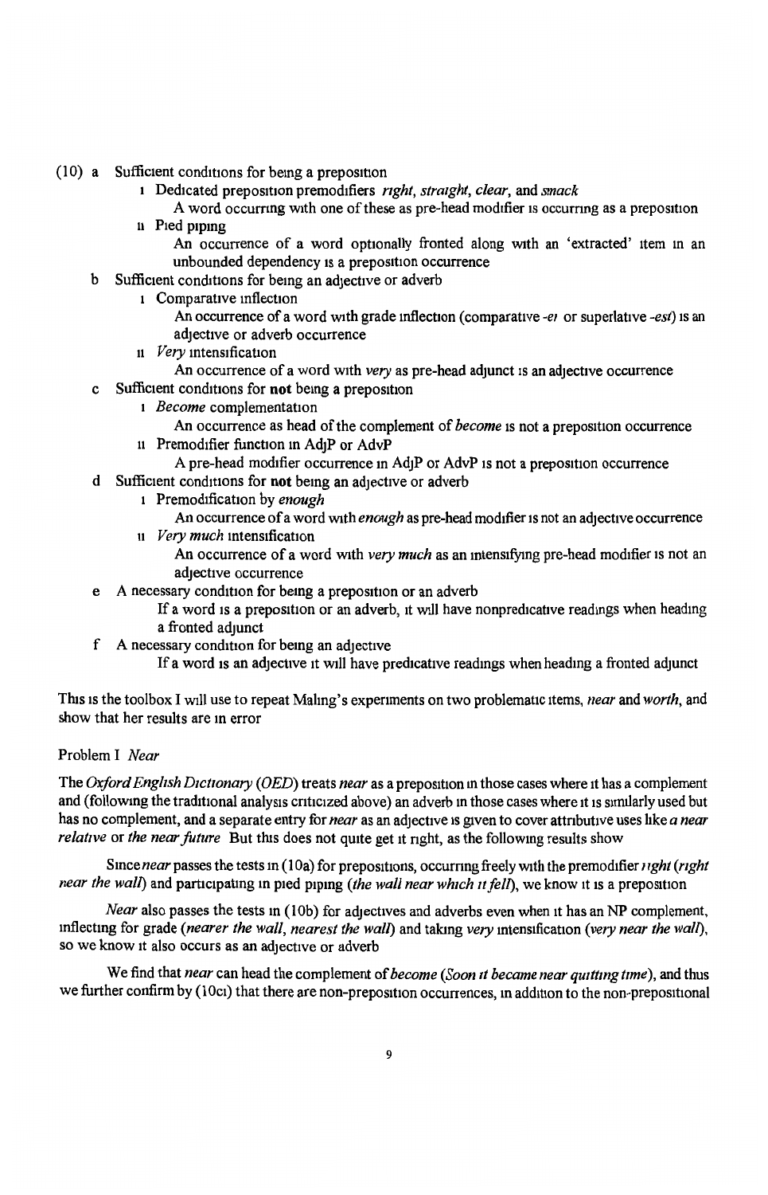(10) a Sufficient conditions for being a preposition

  i Dedicated preposition premodifiers *right*, *straight*, *clear*, and *smack*

   A word occurring with one of these as pre-head modifier is occurring as a preposition

  ii Pied piping

   An occurrence of a word optionally fronted along with an 'extracted' item in an unbounded dependency is a preposition occurrence

 b Sufficient conditions for being an adjective or adverb

  i Comparative inflection

   An occurrence of a word with grade inflection (comparative *-er* or superlative *-est*) is an adjective or adverb occurrence

  ii *Very* intensification

   An occurrence of a word with *very* as pre-head adjunct is an adjective occurrence

 c Sufficient conditions for **not** being a preposition

  i *Become* complementation

   An occurrence as head of the complement of *become* is not a preposition occurrence

  ii Premodifier function in AdjP or AdvP

   A pre-head modifier occurrence in AdjP or AdvP is not a preposition occurrence

 d Sufficient conditions for **not** being an adjective or adverb

  i Premodification by *enough*

   An occurrence of a word with *enough* as pre-head modifier is not an adjective occurrence

  ii *Very much* intensification

   An occurrence of a word with *very much* as an intensifying pre-head modifier is not an adjective occurrence

 e A necessary condition for being a preposition or an adverb

   If a word is a preposition or an adverb, it will have nonpredicative readings when heading a fronted adjunct

 f A necessary condition for being an adjective

   If a word is an adjective it will have predicative readings when heading a fronted adjunct

This is the toolbox I will use to repeat Maling's experiments on two problematic items, *near* and *worth*, and show that her results are in error

## Problem I *Near*

The *Oxford English Dictionary* (*OED*) treats *near* as a preposition in those cases where it has a complement and (following the traditional analysis criticized above) an adverb in those cases where it is similarly used but has no complement, and a separate entry for *near* as an adjective is given to cover attributive uses like *a near relative* or *the near future* But this does not quite get it right, as the following results show

Since *near* passes the tests in (10a) for prepositions, occurring freely with the premodifier *right* (*right near the wall*) and participating in pied piping (*the wall near which it fell*), we know it is a preposition

*Near* also passes the tests in (10b) for adjectives and adverbs even when it has an NP complement, inflecting for grade (*nearer the wall*, *nearest the wall*) and taking *very* intensification (*very near the wall*), so we know it also occurs as an adjective or adverb

We find that *near* can head the complement of *become* (*Soon it became near quitting time*), and thus we further confirm by (10ci) that there are non-preposition occurrences, in addition to the non-prepositional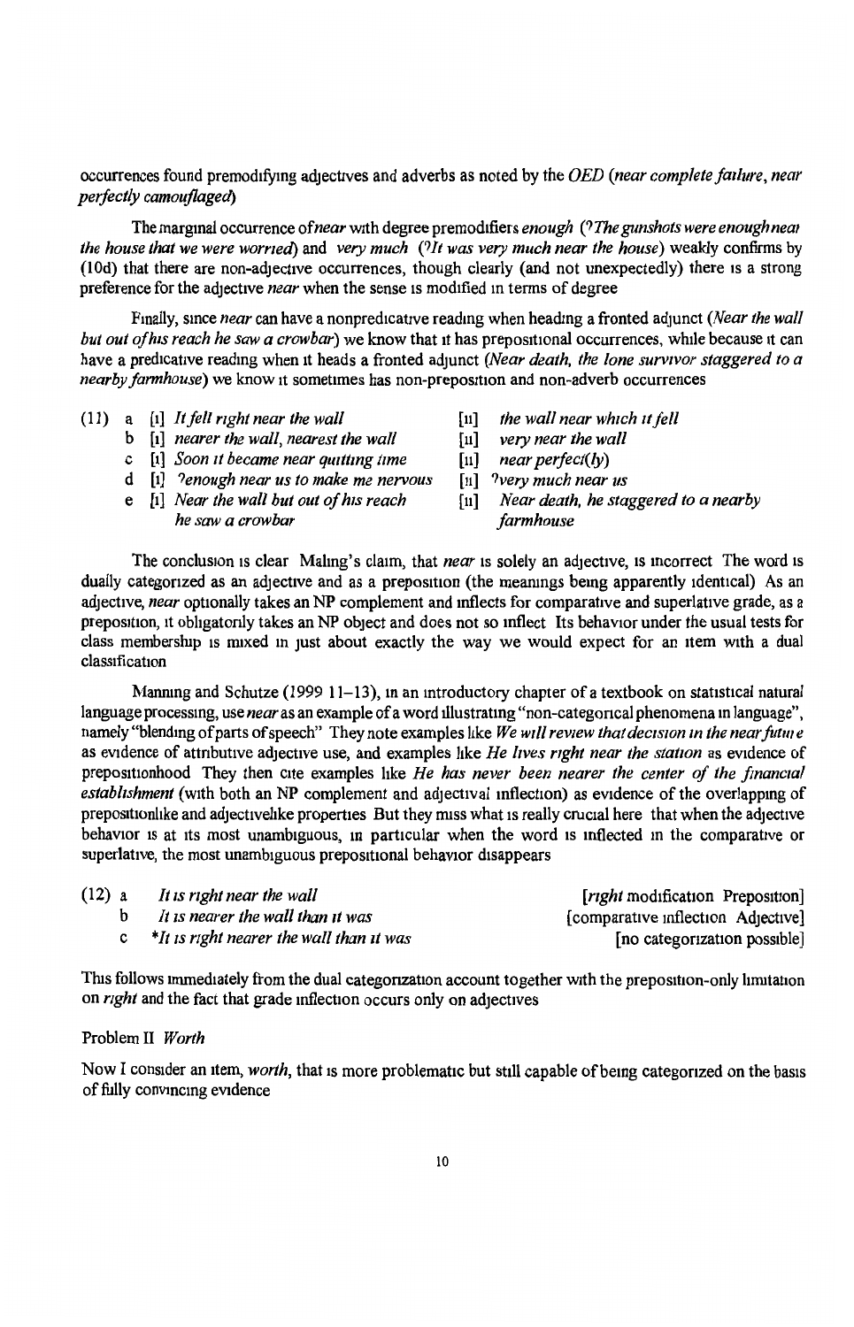occurrences found premodifying adjectives and adverbs as noted by the *OED* (*near complete failure*, *near perfectly camouflaged*)

The marginal occurrence of *near* with degree premodifiers *enough* (?*The gunshots were enough near the house that we were worried*) and *very much* (?*It was very much near the house*) weakly confirms by (10d) that there are non-adjective occurrences, though clearly (and not unexpectedly) there is a strong preference for the adjective *near* when the sense is modified in terms of degree

Finally, since *near* can have a nonpredicative reading when heading a fronted adjunct (*Near the wall but out of his reach he saw a crowbar*) we know that it has prepositional occurrences, while because it can have a predicative reading when it heads a fronted adjunct (*Near death, the lone survivor staggered to a nearby farmhouse*) we know it sometimes has non-preposition and non-adverb occurrences

(11)
- a [i] *It fell right near the wall* [ii] *the wall near which it fell*
- b [i] *nearer the wall, nearest the wall* [ii] *very near the wall*
- c [i] *Soon it became near quitting time* [ii] *near perfect(ly)*
- d [i] ?*enough near us to make me nervous* [ii] ?*very much near us*
- e [i] *Near the wall but out of his reach he saw a crowbar* [ii] *Near death, he staggered to a nearby farmhouse*

The conclusion is clear Maling's claim, that *near* is solely an adjective, is incorrect The word is dually categorized as an adjective and as a preposition (the meanings being apparently identical) As an adjective, *near* optionally takes an NP complement and inflects for comparative and superlative grade, as a preposition, it obligatorily takes an NP object and does not so inflect Its behavior under the usual tests for class membership is mixed in just about exactly the way we would expect for an item with a dual classification

Manning and Schutze (1999 11–13), in an introductory chapter of a textbook on statistical natural language processing, use *near* as an example of a word illustrating "non-categorical phenomena in language", namely "blending of parts of speech" They note examples like *We will review that decision in the near future* as evidence of attributive adjective use, and examples like *He lives right near the station* as evidence of prepositionhood They then cite examples like *He has never been nearer the center of the financial establishment* (with both an NP complement and adjectival inflection) as evidence of the overlapping of prepositionlike and adjectivelike properties But they miss what is really crucial here that when the adjective behavior is at its most unambiguous, in particular when the word is inflected in the comparative or superlative, the most unambiguous prepositional behavior disappears

(12)
- a *It is right near the wall* [*right* modification Preposition]
- b *It is nearer the wall than it was* [comparative inflection Adjective]
- c \**It is right nearer the wall than it was* [no categorization possible]

This follows immediately from the dual categorization account together with the preposition-only limitation on *right* and the fact that grade inflection occurs only on adjectives

Problem II *Worth*

Now I consider an item, *worth*, that is more problematic but still capable of being categorized on the basis of fully convincing evidence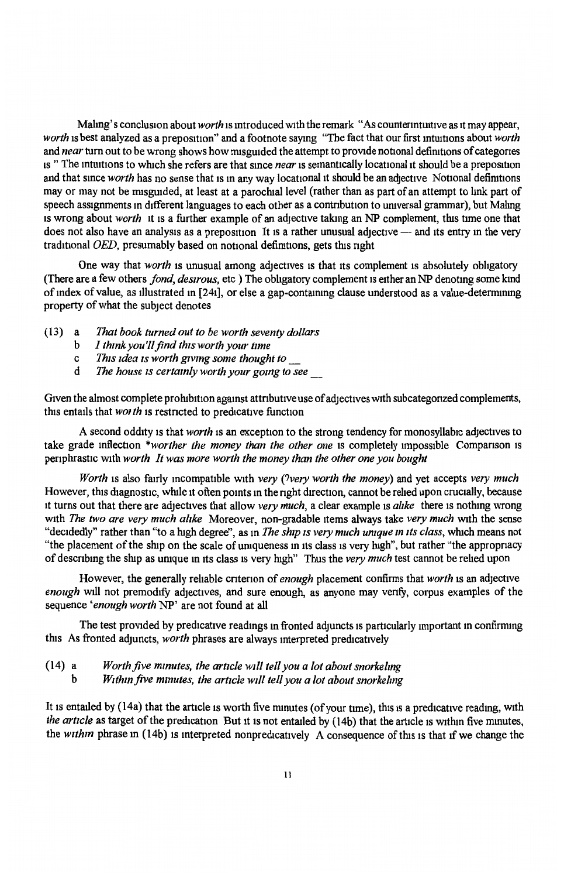Maling's conclusion about *worth* is introduced with the remark "As counterintuitive as it may appear, *worth* is best analyzed as a preposition" and a footnote saying "The fact that our first intuitions about *worth* and *near* turn out to be wrong shows how misguided the attempt to provide notional definitions of categories is " The intuitions to which she refers are that since *near* is semantically locational it should be a preposition and that since *worth* has no sense that is in any way locational it should be an adjective Notional definitions may or may not be misguided, at least at a parochial level (rather than as part of an attempt to link part of speech assignments in different languages to each other as a contribution to universal grammar), but Maling is wrong about *worth* it is a further example of an adjective taking an NP complement, this time one that does not also have an analysis as a preposition It is a rather unusual adjective — and its entry in the very traditional *OED*, presumably based on notional definitions, gets this right

One way that *worth* is unusual among adjectives is that its complement is absolutely obligatory (There are a few others *fond*, *desirous*, etc ) The obligatory complement is either an NP denoting some kind of index of value, as illustrated in [24i], or else a gap-containing clause understood as a value-determining property of what the subject denotes

(13) a *That book turned out to be worth seventy dollars*
   b *I think you'll find this worth your time*
   c *This idea is worth giving some thought to __*
   d *The house is certainly worth your going to see __*

Given the almost complete prohibition against attributive use of adjectives with subcategorized complements, this entails that *worth* is restricted to predicative function

A second oddity is that *worth* is an exception to the strong tendency for monosyllabic adjectives to take grade inflection *\*worther the money than the other one* is completely impossible Comparison is periphrastic with *worth* *It was more worth the money than the other one you bought*

*Worth* is also fairly incompatible with *very* (*?very worth the money*) and yet accepts *very much* However, this diagnostic, while it often points in the right direction, cannot be relied upon crucially, because it turns out that there are adjectives that allow *very much*, a clear example is *alike* there is nothing wrong with *The two are very much alike* Moreover, non-gradable items always take *very much* with the sense "decidedly" rather than "to a high degree", as in *The ship is very much unique in its class*, which means not "the placement of the ship on the scale of uniqueness in its class is very high", but rather "the appropriacy of describing the ship as unique in its class is very high" Thus the *very much* test cannot be relied upon

However, the generally reliable criterion of *enough* placement confirms that *worth* is an adjective *enough* will not premodify adjectives, and sure enough, as anyone may verify, corpus examples of the sequence '*enough worth* NP' are not found at all

The test provided by predicative readings in fronted adjuncts is particularly important in confirming this As fronted adjuncts, *worth* phrases are always interpreted predicatively

(14) a *Worth five minutes, the article will tell you a lot about snorkeling*
   b *Within five minutes, the article will tell you a lot about snorkeling*

It is entailed by (14a) that the article is worth five minutes (of your time), this is a predicative reading, with *the article* as target of the predication But it is not entailed by (14b) that the article is within five minutes, the *within* phrase in (14b) is interpreted nonpredicatively A consequence of this is that if we change the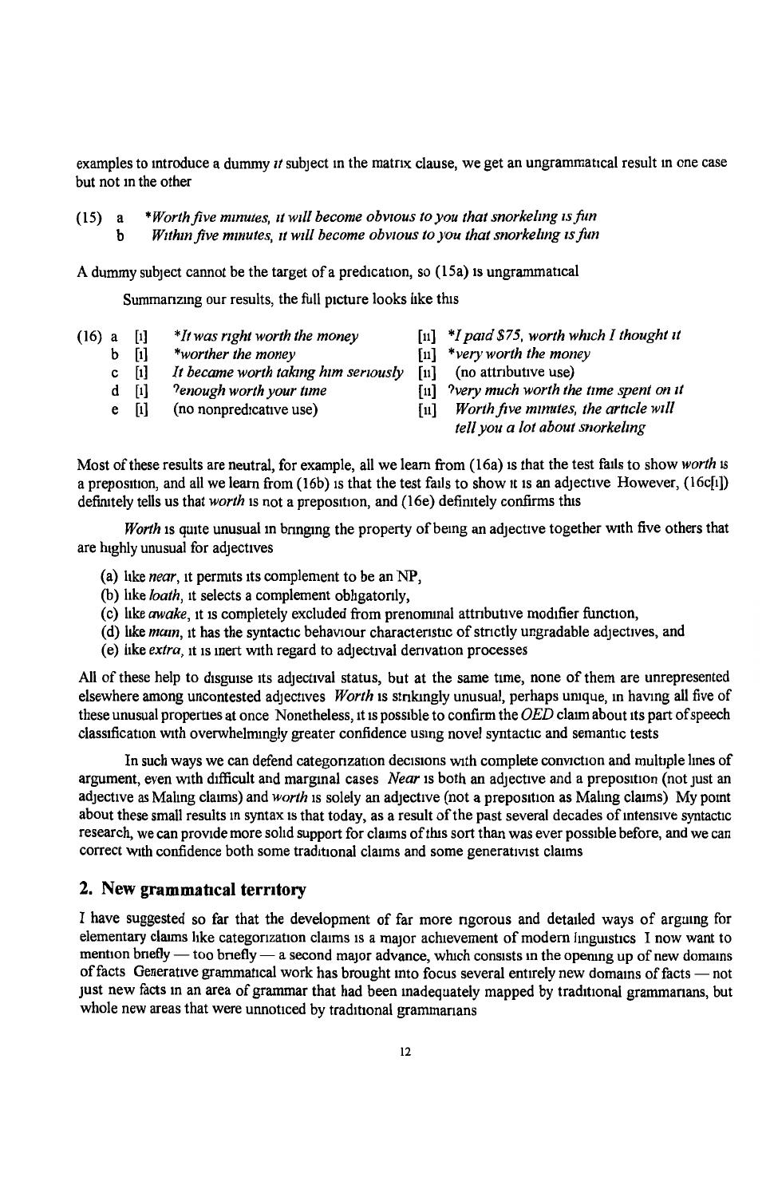examples to introduce a dummy *it* subject in the matrix clause, we get an ungrammatical result in one case but not in the other

(15) a *\*Worth five minutes, it will become obvious to you that snorkeling is fun*
b *Within five minutes, it will become obvious to you that snorkeling is fun*

A dummy subject cannot be the target of a predication, so (15a) is ungrammatical

Summarizing our results, the full picture looks like this

(16) a [i] *\*It was right worth the money* [ii] *\*I paid $75, worth which I thought it*
b [i] *\*worther the money* [ii] *\*very worth the money*
c [i] *It became worth taking him seriously* [ii] (no attributive use)
d [i] *?enough worth your time* [ii] *?very much worth the time spent on it*
e [i] (no nonpredicative use) [ii] *Worth five minutes, the article will tell you a lot about snorkeling*

Most of these results are neutral, for example, all we learn from (16a) is that the test fails to show *worth* is a preposition, and all we learn from (16b) is that the test fails to show it is an adjective However, (16c[i]) definitely tells us that *worth* is not a preposition, and (16e) definitely confirms this

*Worth* is quite unusual in bringing the property of being an adjective together with five others that are highly unusual for adjectives

(a) like *near*, it permits its complement to be an NP,
(b) like *loath*, it selects a complement obligatorily,
(c) like *awake*, it is completely excluded from prenominal attributive modifier function,
(d) like *main*, it has the syntactic behaviour characteristic of strictly ungradable adjectives, and
(e) like *extra*, it is inert with regard to adjectival derivation processes

All of these help to disguise its adjectival status, but at the same time, none of them are unrepresented elsewhere among uncontested adjectives *Worth* is strikingly unusual, perhaps unique, in having all five of these unusual properties at once Nonetheless, it is possible to confirm the *OED* claim about its part of speech classification with overwhelmingly greater confidence using novel syntactic and semantic tests

In such ways we can defend categorization decisions with complete conviction and multiple lines of argument, even with difficult and marginal cases *Near* is both an adjective and a preposition (not just an adjective as Maling claims) and *worth* is solely an adjective (not a preposition as Maling claims) My point about these small results in syntax is that today, as a result of the past several decades of intensive syntactic research, we can provide more solid support for claims of this sort than was ever possible before, and we can correct with confidence both some traditional claims and some generativist claims

## 2. New grammatical territory

I have suggested so far that the development of far more rigorous and detailed ways of arguing for elementary claims like categorization claims is a major achievement of modern linguistics I now want to mention briefly — too briefly — a second major advance, which consists in the opening up of new domains of facts Generative grammatical work has brought into focus several entirely new domains of facts — not just new facts in an area of grammar that had been inadequately mapped by traditional grammarians, but whole new areas that were unnoticed by traditional grammarians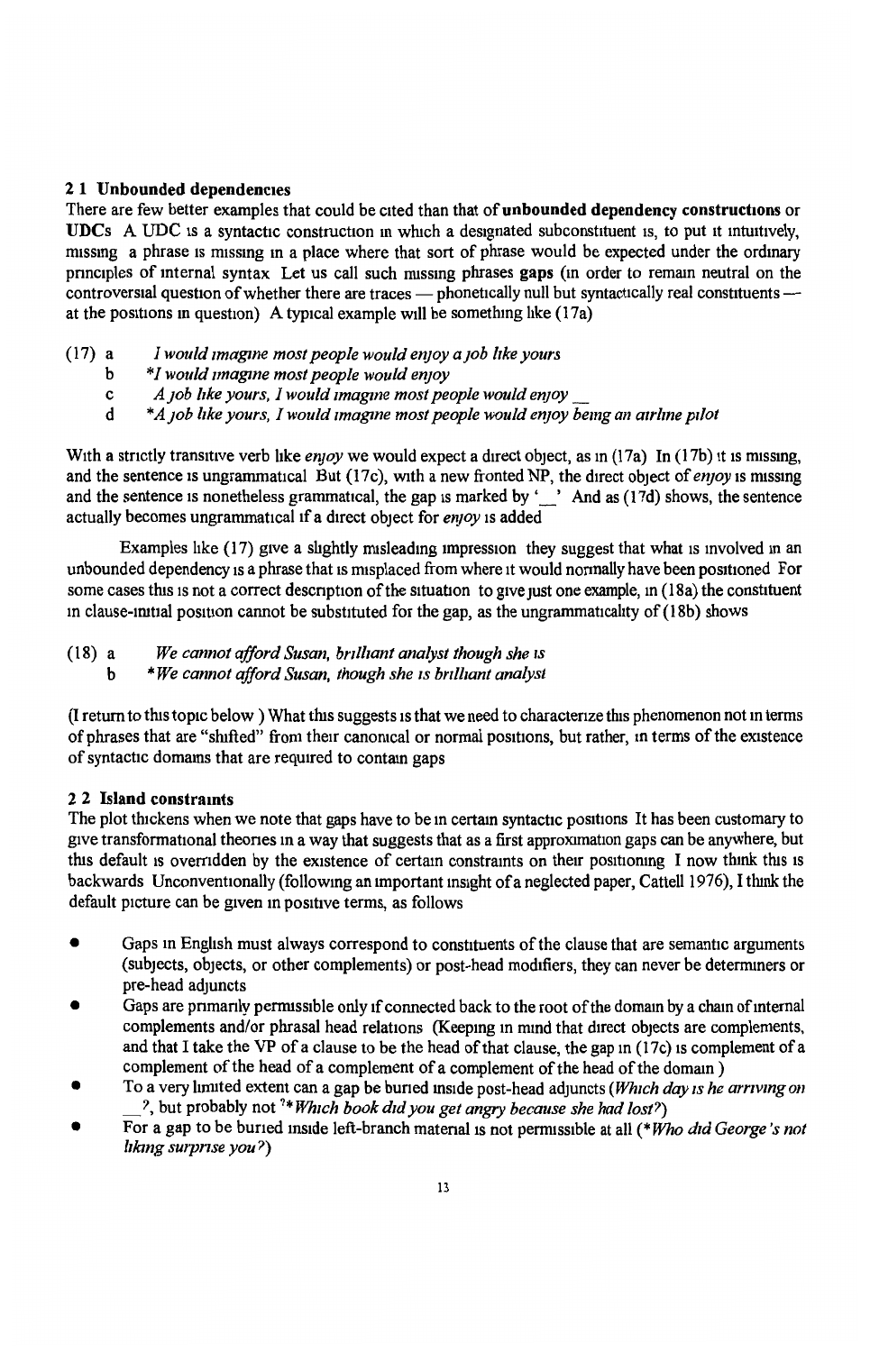## 2.1 Unbounded dependencies

There are few better examples that could be cited than that of **unbounded dependency constructions** or **UDCs**. A UDC is a syntactic construction in which a designated subconstituent is, to put it intuitively, missing: a phrase is missing in a place where that sort of phrase would be expected under the ordinary principles of internal syntax. Let us call such missing phrases **gaps** (in order to remain neutral on the controversial question of whether there are traces — phonetically null but syntactically real constituents — at the positions in question). A typical example will be something like (17a).

(17) a. *I would imagine most people would enjoy a job like yours.*
b. **I would imagine most people would enjoy.*
c. *A job like yours, I would imagine most people would enjoy* __
d. **A job like yours, I would imagine most people would enjoy being an airline pilot.*

With a strictly transitive verb like *enjoy* we would expect a direct object, as in (17a). In (17b) it is missing, and the sentence is ungrammatical. But (17c), with a new fronted NP, the direct object of *enjoy* is missing and the sentence is nonetheless grammatical; the gap is marked by '__'. And as (17d) shows, the sentence actually becomes ungrammatical if a direct object for *enjoy* is added.

Examples like (17) give a slightly misleading impression: they suggest that what is involved in an unbounded dependency is a phrase that is misplaced from where it would normally have been positioned. For some cases this is not a correct description of the situation: to give just one example, in (18a) the constituent in clause-initial position cannot be substituted for the gap, as the ungrammaticality of (18b) shows.

(18) a. *We cannot afford Susan, brilliant analyst though she is.*
b. **We cannot afford Susan, though she is brilliant analyst.*

(I return to this topic below.) What this suggests is that we need to characterize this phenomenon not in terms of phrases that are "shifted" from their canonical or normal positions, but rather, in terms of the existence of syntactic domains that are required to contain gaps.

## 2.2 Island constraints

The plot thickens when we note that gaps have to be in certain syntactic positions. It has been customary to give transformational theories in a way that suggests that as a first approximation gaps can be anywhere, but this default is overridden by the existence of certain constraints on their positioning. I now think this is backwards. Unconventionally (following an important insight of a neglected paper, Cattell 1976), I think the default picture can be given in positive terms, as follows:

- Gaps in English must always correspond to constituents of the clause that are semantic arguments (subjects, objects, or other complements) or post-head modifiers; they can never be determiners or pre-head adjuncts.
- Gaps are primarily permissible only if connected back to the root of the domain by a chain of internal complements and/or phrasal head relations. (Keeping in mind that direct objects are complements, and that I take the VP of a clause to be the head of that clause, the gap in (17c) is complement of a complement of the head of a complement of a complement of the head of the domain.)
- To a very limited extent can a gap be buried inside post-head adjuncts (*Which day is he arriving on* __?, but probably not ?**Which book did you get angry because she had lost?*)
- For a gap to be buried inside left-branch material is not permissible at all (**Who did George's not liking surprise you?*)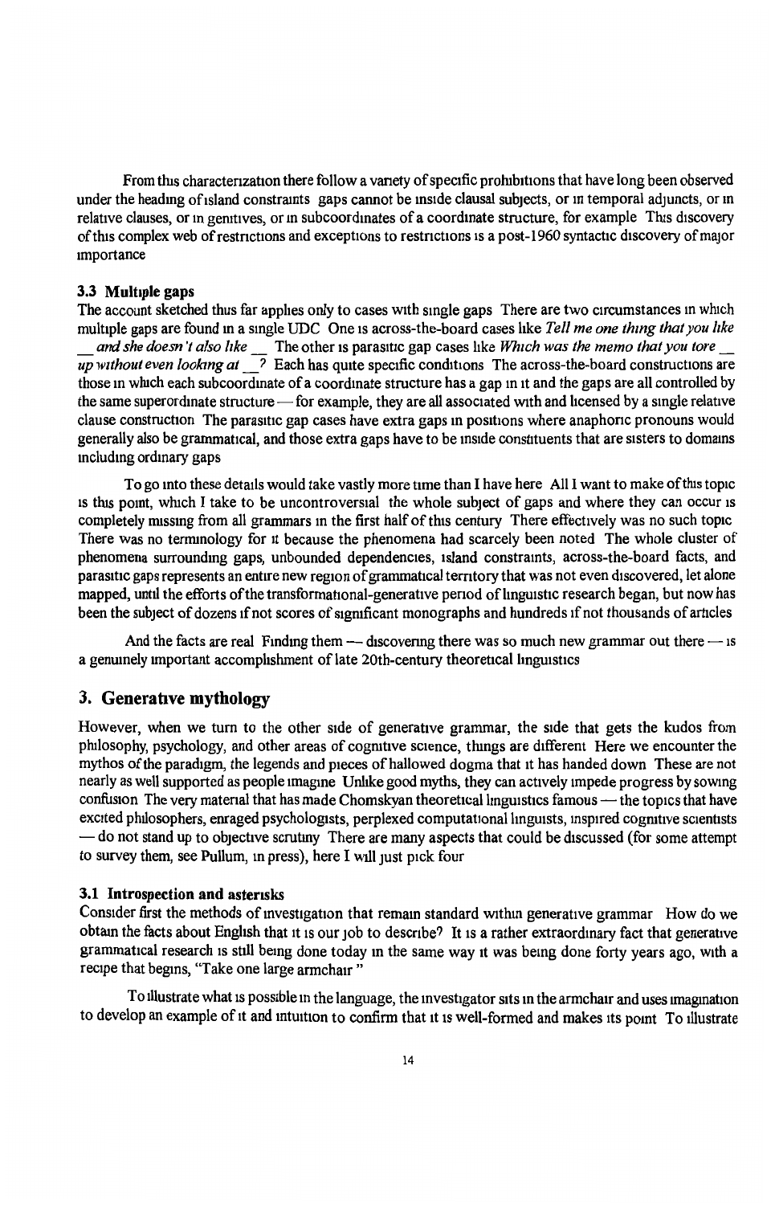From this characterization there follow a variety of specific prohibitions that have long been observed under the heading of island constraints gaps cannot be inside clausal subjects, or in temporal adjuncts, or in relative clauses, or in genitives, or in subcoordinates of a coordinate structure, for example This discovery of this complex web of restrictions and exceptions to restrictions is a post-1960 syntactic discovery of major importance

### 3.3 Multiple gaps

The account sketched thus far applies only to cases with single gaps There are two circumstances in which multiple gaps are found in a single UDC One is across-the-board cases like *Tell me one thing that you like __ and she doesn't also like __* The other is parasitic gap cases like *Which was the memo that you tore __ up without even looking at __?* Each has quite specific conditions The across-the-board constructions are those in which each subcoordinate of a coordinate structure has a gap in it and the gaps are all controlled by the same superordinate structure — for example, they are all associated with and licensed by a single relative clause construction The parasitic gap cases have extra gaps in positions where anaphoric pronouns would generally also be grammatical, and those extra gaps have to be inside constituents that are sisters to domains including ordinary gaps

To go into these details would take vastly more time than I have here All I want to make of this topic is this point, which I take to be uncontroversial the whole subject of gaps and where they can occur is completely missing from all grammars in the first half of this century There effectively was no such topic There was no terminology for it because the phenomena had scarcely been noted The whole cluster of phenomena surrounding gaps, unbounded dependencies, island constraints, across-the-board facts, and parasitic gaps represents an entire new region of grammatical territory that was not even discovered, let alone mapped, until the efforts of the transformational-generative period of linguistic research began, but now has been the subject of dozens if not scores of significant monographs and hundreds if not thousands of articles

And the facts are real Finding them — discovering there was so much new grammar out there — is a genuinely important accomplishment of late 20th-century theoretical linguistics

## 3. Generative mythology

However, when we turn to the other side of generative grammar, the side that gets the kudos from philosophy, psychology, and other areas of cognitive science, things are different Here we encounter the mythos of the paradigm, the legends and pieces of hallowed dogma that it has handed down These are not nearly as well supported as people imagine Unlike good myths, they can actively impede progress by sowing confusion The very material that has made Chomskyan theoretical linguistics famous — the topics that have excited philosophers, enraged psychologists, perplexed computational linguists, inspired cognitive scientists — do not stand up to objective scrutiny There are many aspects that could be discussed (for some attempt to survey them, see Pullum, in press), here I will just pick four

### 3.1 Introspection and asterisks

Consider first the methods of investigation that remain standard within generative grammar How do we obtain the facts about English that it is our job to describe? It is a rather extraordinary fact that generative grammatical research is still being done today in the same way it was being done forty years ago, with a recipe that begins, "Take one large armchair "

To illustrate what is possible in the language, the investigator sits in the armchair and uses imagination to develop an example of it and intuition to confirm that it is well-formed and makes its point To illustrate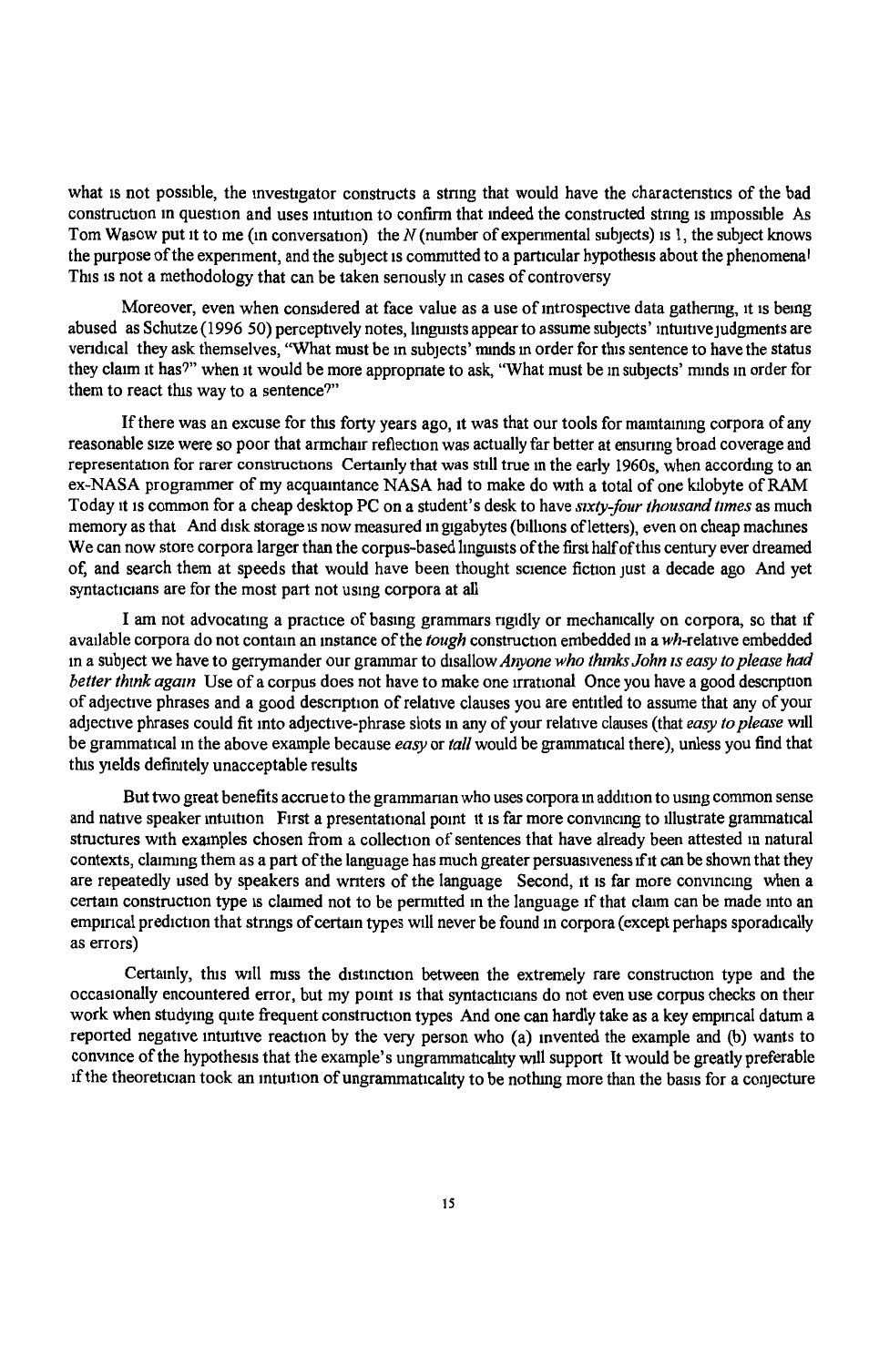what is not possible, the investigator constructs a string that would have the characteristics of the bad construction in question and uses intuition to confirm that indeed the constructed string is impossible As Tom Wasow put it to me (in conversation) the *N* (number of experimental subjects) is 1, the subject knows the purpose of the experiment, and the subject is committed to a particular hypothesis about the phenomena! This is not a methodology that can be taken seriously in cases of controversy

Moreover, even when considered at face value as a use of introspective data gathering, it is being abused as Schutze (1996 50) perceptively notes, linguists appear to assume subjects' intuitive judgments are veridical they ask themselves, "What must be in subjects' minds in order for this sentence to have the status they claim it has?" when it would be more appropriate to ask, "What must be in subjects' minds in order for them to react this way to a sentence?"

If there was an excuse for this forty years ago, it was that our tools for maintaining corpora of any reasonable size were so poor that armchair reflection was actually far better at ensuring broad coverage and representation for rarer constructions Certainly that was still true in the early 1960s, when according to an ex-NASA programmer of my acquaintance NASA had to make do with a total of one kilobyte of RAM Today it is common for a cheap desktop PC on a student's desk to have *sixty-four thousand times* as much memory as that And disk storage is now measured in gigabytes (billions of letters), even on cheap machines We can now store corpora larger than the corpus-based linguists of the first half of this century ever dreamed of, and search them at speeds that would have been thought science fiction just a decade ago And yet syntacticians are for the most part not using corpora at all

I am not advocating a practice of basing grammars rigidly or mechanically on corpora, so that if available corpora do not contain an instance of the *tough* construction embedded in a *wh*-relative embedded in a subject we have to gerrymander our grammar to disallow *Anyone who thinks John is easy to please had better think again* Use of a corpus does not have to make one irrational Once you have a good description of adjective phrases and a good description of relative clauses you are entitled to assume that any of your adjective phrases could fit into adjective-phrase slots in any of your relative clauses (that *easy to please* will be grammatical in the above example because *easy* or *tall* would be grammatical there), unless you find that this yields definitely unacceptable results

But two great benefits accrue to the grammarian who uses corpora in addition to using common sense and native speaker intuition First a presentational point it is far more convincing to illustrate grammatical structures with examples chosen from a collection of sentences that have already been attested in natural contexts, claiming them as a part of the language has much greater persuasiveness if it can be shown that they are repeatedly used by speakers and writers of the language Second, it is far more convincing when a certain construction type is claimed not to be permitted in the language if that claim can be made into an empirical prediction that strings of certain types will never be found in corpora (except perhaps sporadically as errors)

Certainly, this will miss the distinction between the extremely rare construction type and the occasionally encountered error, but my point is that syntacticians do not even use corpus checks on their work when studying quite frequent construction types And one can hardly take as a key empirical datum a reported negative intuitive reaction by the very person who (a) invented the example and (b) wants to convince of the hypothesis that the example's ungrammaticality will support It would be greatly preferable if the theoretician took an intuition of ungrammaticality to be nothing more than the basis for a conjecture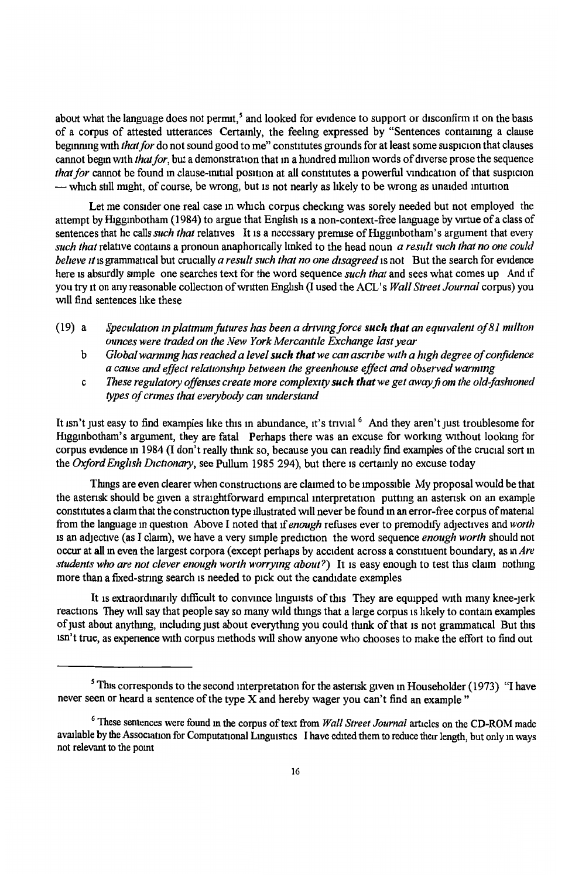about what the language does not permit,[5] and looked for evidence to support or disconfirm it on the basis of a corpus of attested utterances. Certainly, the feeling expressed by "Sentences containing a clause beginning with *that for* do not sound good to me" constitutes grounds for at least some suspicion that clauses cannot begin with *that for*, but a demonstration that in a hundred million words of diverse prose the sequence *that for* cannot be found in clause-initial position at all constitutes a powerful vindication of that suspicion — which still might, of course, be wrong, but is not nearly as likely to be wrong as unaided intuition.

Let me consider one real case in which corpus checking was sorely needed but not employed: the attempt by Higginbotham (1984) to argue that English is a non-context-free language by virtue of a class of sentences that he calls *such that* relatives. It is a necessary premise of Higginbotham's argument that every *such that* relative contains a pronoun anaphorically linked to the head noun: *a result such that no one could believe it* is grammatical but crucially *a result such that no one disagreed* is not. But the search for evidence here is absurdly simple: one searches text for the word sequence *such that* and sees what comes up. And if you try it on any reasonable collection of written English (I used the ACL's *Wall Street Journal* corpus) you will find sentences like these:

(19) a. *Speculation in platinum futures has been a driving force* **such that** *an equivalent of 81 million ounces were traded on the New York Mercantile Exchange last year.*

b. *Global warming has reached a level* **such that** *we can ascribe with a high degree of confidence a cause and effect relationship between the greenhouse effect and observed warming.*

c. *These regulatory offenses create more complexity* **such that** *we get away from the old-fashioned types of crimes that everybody can understand.*

It isn't just easy to find examples like this in abundance, it's trivial.[6] And they aren't just troublesome for Higginbotham's argument, they are fatal. Perhaps there was an excuse for working without looking for corpus evidence in 1984 (I don't really think so, because you can readily find examples of the crucial sort in the *Oxford English Dictionary*, see Pullum 1985: 294), but there is certainly no excuse today.

Things are even clearer when constructions are claimed to be impossible. My proposal would be that the asterisk should be given a straightforward empirical interpretation: putting an asterisk on an example constitutes a claim that the construction type illustrated will never be found in an error-free corpus of material from the language in question. Above I noted that if *enough* refuses ever to premodify adjectives and *worth* is an adjective (as I claim), we have a very simple prediction: the word sequence *enough worth* should not occur at all in even the largest corpora (except perhaps by accident across a constituent boundary, as in *Are students who are not clever enough worth worrying about?*). It is easy enough to test this claim: nothing more than a fixed-string search is needed to pick out the candidate examples.

It is extraordinarily difficult to convince linguists of this. They are equipped with many knee-jerk reactions. They will say that people say so many wild things that a large corpus is likely to contain examples of just about anything, including just about everything you could think of that is not grammatical. But this isn't true, as experience with corpus methods will show anyone who chooses to make the effort to find out.

---

[5] This corresponds to the second interpretation for the asterisk given in Householder (1973): "I have never seen or heard a sentence of the type X and hereby wager you can't find an example."

[6] These sentences were found in the corpus of text from *Wall Street Journal* articles on the CD-ROM made available by the Association for Computational Linguistics. I have edited them to reduce their length, but only in ways not relevant to the point.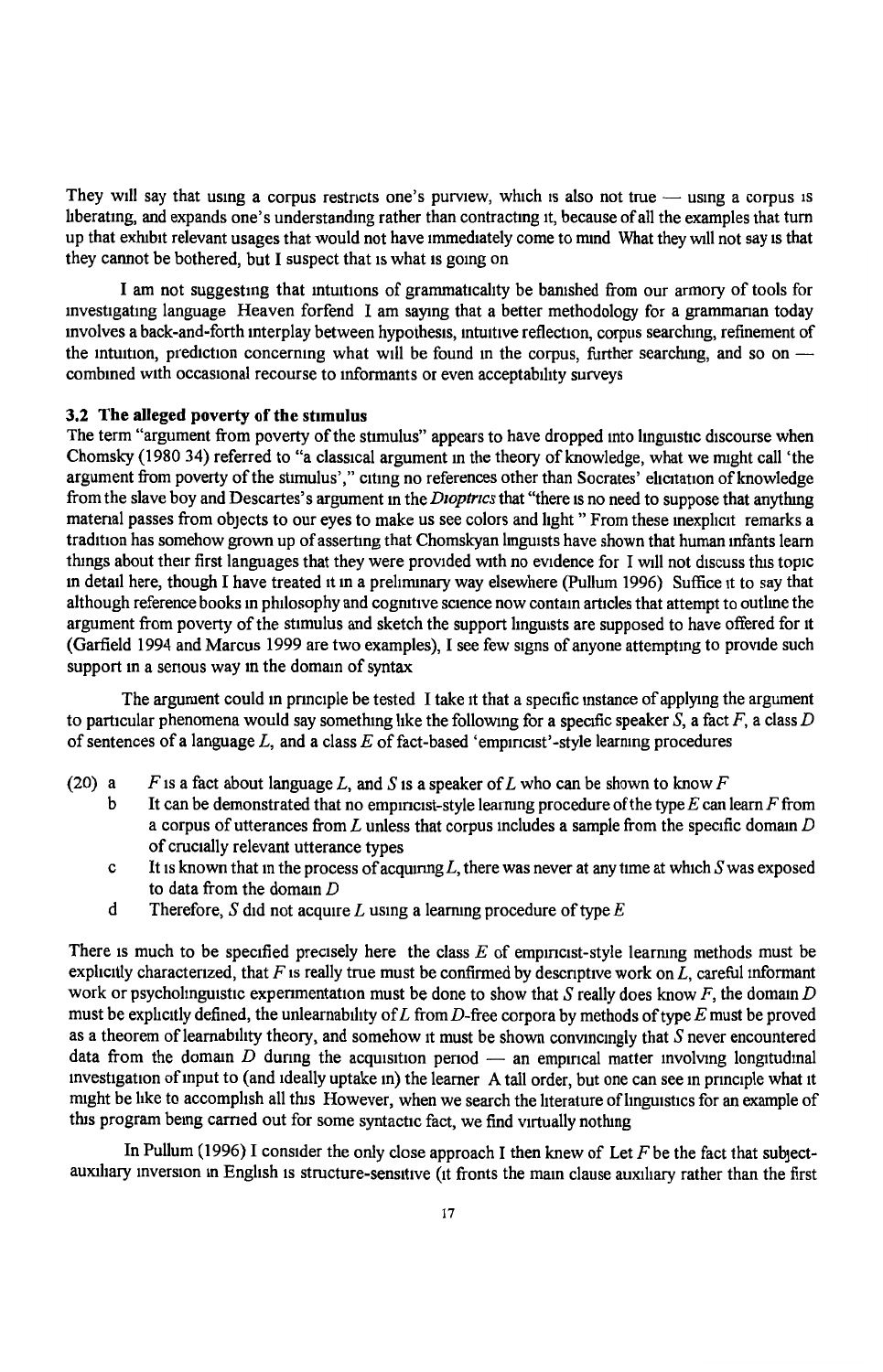They will say that using a corpus restricts one's purview, which is also not true — using a corpus is liberating, and expands one's understanding rather than contracting it, because of all the examples that turn up that exhibit relevant usages that would not have immediately come to mind What they will not say is that they cannot be bothered, but I suspect that is what is going on

I am not suggesting that intuitions of grammaticality be banished from our armory of tools for investigating language Heaven forfend I am saying that a better methodology for a grammarian today involves a back-and-forth interplay between hypothesis, intuitive reflection, corpus searching, refinement of the intuition, prediction concerning what will be found in the corpus, further searching, and so on — combined with occasional recourse to informants or even acceptability surveys

### 3.2 The alleged poverty of the stimulus

The term "argument from poverty of the stimulus" appears to have dropped into linguistic discourse when Chomsky (1980 34) referred to "a classical argument in the theory of knowledge, what we might call 'the argument from poverty of the stimulus'," citing no references other than Socrates' elicitation of knowledge from the slave boy and Descartes's argument in the *Dioptrics* that "there is no need to suppose that anything material passes from objects to our eyes to make us see colors and light " From these inexplicit remarks a tradition has somehow grown up of asserting that Chomskyan linguists have shown that human infants learn things about their first languages that they were provided with no evidence for I will not discuss this topic in detail here, though I have treated it in a preliminary way elsewhere (Pullum 1996) Suffice it to say that although reference books in philosophy and cognitive science now contain articles that attempt to outline the argument from poverty of the stimulus and sketch the support linguists are supposed to have offered for it (Garfield 1994 and Marcus 1999 are two examples), I see few signs of anyone attempting to provide such support in a serious way in the domain of syntax

The argument could in principle be tested I take it that a specific instance of applying the argument to particular phenomena would say something like the following for a specific speaker $S$, a fact $F$, a class $D$ of sentences of a language $L$, and a class $E$ of fact-based 'empiricist'-style learning procedures

(20) a $F$ is a fact about language $L$, and $S$ is a speaker of $L$ who can be shown to know $F$

b It can be demonstrated that no empiricist-style learning procedure of the type $E$ can learn $F$ from a corpus of utterances from $L$ unless that corpus includes a sample from the specific domain $D$ of crucially relevant utterance types

c It is known that in the process of acquiring $L$, there was never at any time at which $S$ was exposed to data from the domain $D$

d Therefore, $S$ did not acquire $L$ using a learning procedure of type $E$

There is much to be specified precisely here the class $E$ of empiricist-style learning methods must be explicitly characterized, that $F$ is really true must be confirmed by descriptive work on $L$, careful informant work or psycholinguistic experimentation must be done to show that $S$ really does know $F$, the domain $D$ must be explicitly defined, the unlearnability of $L$ from $D$-free corpora by methods of type $E$ must be proved as a theorem of learnability theory, and somehow it must be shown convincingly that $S$ never encountered data from the domain $D$ during the acquisition period — an empirical matter involving longitudinal investigation of input to (and ideally uptake in) the learner A tall order, but one can see in principle what it might be like to accomplish all this However, when we search the literature of linguistics for an example of this program being carried out for some syntactic fact, we find virtually nothing

In Pullum (1996) I consider the only close approach I then knew of Let $F$ be the fact that subject-auxiliary inversion in English is structure-sensitive (it fronts the main clause auxiliary rather than the first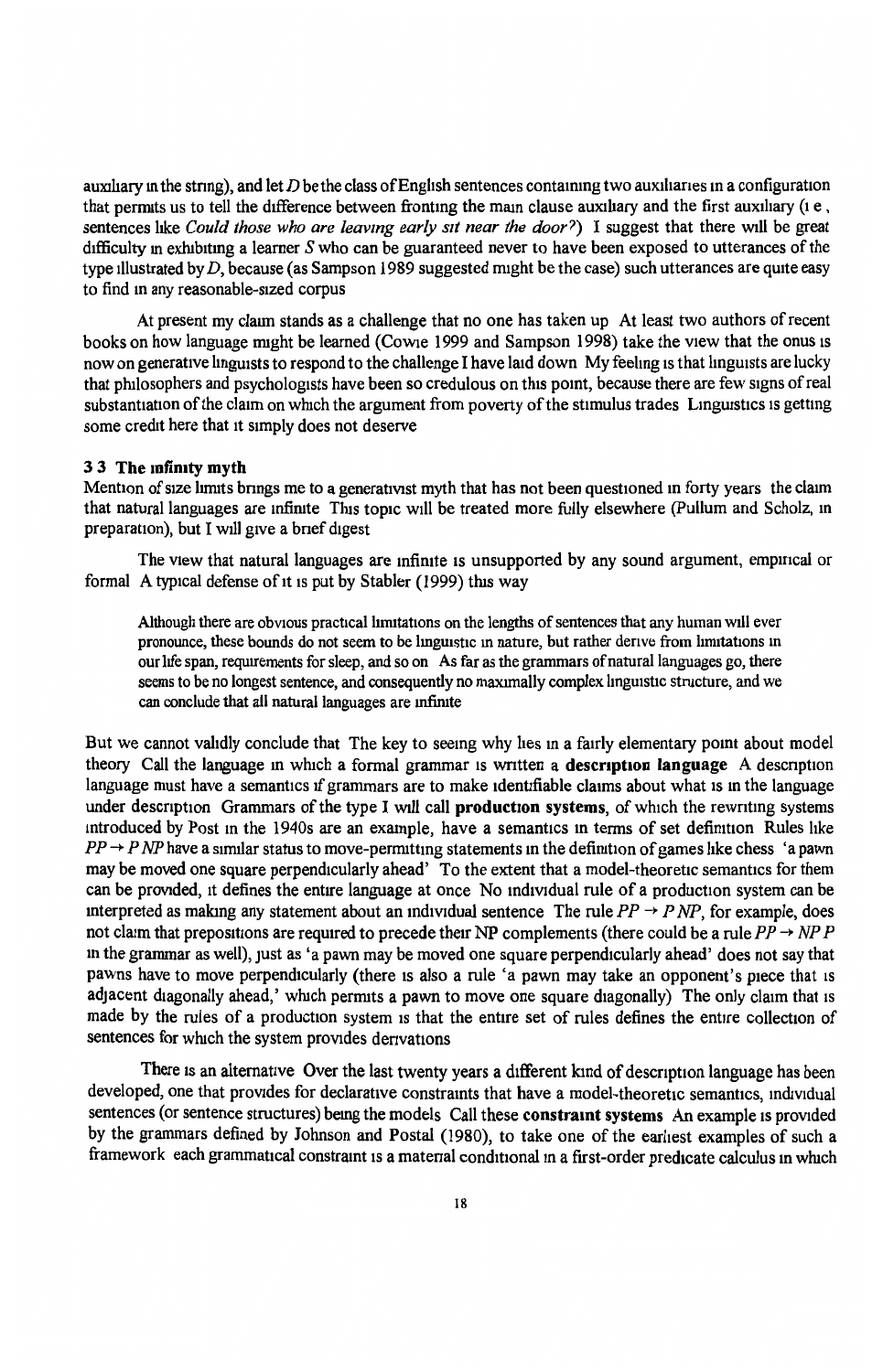auxiliary in the string), and let $D$ be the class of English sentences containing two auxiliaries in a configuration that permits us to tell the difference between fronting the main clause auxiliary and the first auxiliary (i.e., sentences like *Could those who are leaving early sit near the door?*) I suggest that there will be great difficulty in exhibiting a learner $S$ who can be guaranteed never to have been exposed to utterances of the type illustrated by $D$, because (as Sampson 1989 suggested might be the case) such utterances are quite easy to find in any reasonable-sized corpus.

At present my claim stands as a challenge that no one has taken up. At least two authors of recent books on how language might be learned (Cowie 1999 and Sampson 1998) take the view that the onus is now on generative linguists to respond to the challenge I have laid down. My feeling is that linguists are lucky that philosophers and psychologists have been so credulous on this point, because there are few signs of real substantiation of the claim on which the argument from poverty of the stimulus trades. Linguistics is getting some credit here that it simply does not deserve.

### 3.3 The infinity myth

Mention of size limits brings me to a generativist myth that has not been questioned in forty years: the claim that natural languages are infinite. This topic will be treated more fully elsewhere (Pullum and Scholz, in preparation), but I will give a brief digest.

The view that natural languages are infinite is unsupported by any sound argument, empirical or formal. A typical defense of it is put by Stabler (1999) this way:

> Although there are obvious practical limitations on the lengths of sentences that any human will ever pronounce, these bounds do not seem to be linguistic in nature, but rather derive from limitations in our life span, requirements for sleep, and so on. As far as the grammars of natural languages go, there seems to be no longest sentence, and consequently no maximally complex linguistic structure, and we can conclude that all natural languages are infinite.

But we cannot validly conclude that. The key to seeing why lies in a fairly elementary point about model theory. Call the language in which a formal grammar is written a **description language**. A description language must have a semantics if grammars are to make identifiable claims about what is in the language under description. Grammars of the type I will call **production systems**, of which the rewriting systems introduced by Post in the 1940s are an example, have a semantics in terms of set definition. Rules like $PP \rightarrow P\ NP$ have a similar status to move-permitting statements in the definition of games like chess: 'a pawn may be moved one square perpendicularly ahead'. To the extent that a model-theoretic semantics for them can be provided, it defines the entire language at once. No individual rule of a production system can be interpreted as making any statement about an individual sentence. The rule $PP \rightarrow P\ NP$, for example, does not claim that prepositions are required to precede their NP complements (there could be a rule $PP \rightarrow NP\ P$ in the grammar as well), just as 'a pawn may be moved one square perpendicularly ahead' does not say that pawns have to move perpendicularly (there is also a rule 'a pawn may take an opponent's piece that is adjacent diagonally ahead,' which permits a pawn to move one square diagonally). The only claim that is made by the rules of a production system is that the entire set of rules defines the entire collection of sentences for which the system provides derivations.

There is an alternative. Over the last twenty years a different kind of description language has been developed, one that provides for declarative constraints that have a model-theoretic semantics, individual sentences (or sentence structures) being the models. Call these **constraint systems**. An example is provided by the grammars defined by Johnson and Postal (1980), to take one of the earliest examples of such a framework: each grammatical constraint is a material conditional in a first-order predicate calculus in which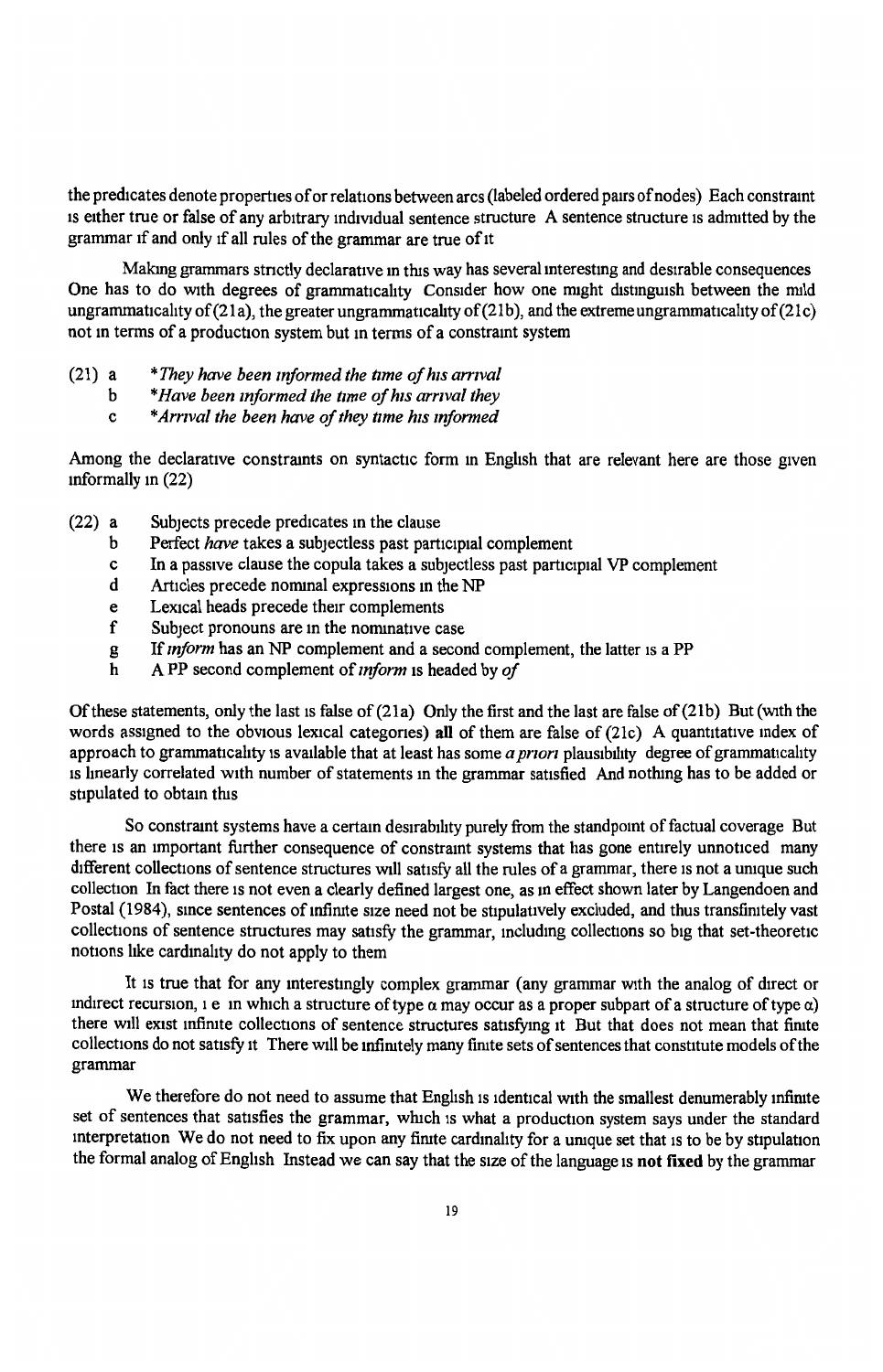the predicates denote properties of or relations between arcs (labeled ordered pairs of nodes) Each constraint is either true or false of any arbitrary individual sentence structure A sentence structure is admitted by the grammar if and only if all rules of the grammar are true of it

Making grammars strictly declarative in this way has several interesting and desirable consequences One has to do with degrees of grammaticality Consider how one might distinguish between the mild ungrammaticality of (21a), the greater ungrammaticality of (21b), and the extreme ungrammaticality of (21c) not in terms of a production system but in terms of a constraint system

(21) a *They have been informed the time of his arrival
b *Have been informed the time of his arrival they
c *Arrival the been have of they time his informed

Among the declarative constraints on syntactic form in English that are relevant here are those given informally in (22)

(22) a Subjects precede predicates in the clause
b Perfect *have* takes a subjectless past participial complement
c In a passive clause the copula takes a subjectless past participial VP complement
d Articles precede nominal expressions in the NP
e Lexical heads precede their complements
f Subject pronouns are in the nominative case
g If *inform* has an NP complement and a second complement, the latter is a PP
h A PP second complement of *inform* is headed by *of*

Of these statements, only the last is false of (21a) Only the first and the last are false of (21b) But (with the words assigned to the obvious lexical categories) **all** of them are false of (21c) A quantitative index of approach to grammaticality is available that at least has some *a priori* plausibility degree of grammaticality is linearly correlated with number of statements in the grammar satisfied And nothing has to be added or stipulated to obtain this

So constraint systems have a certain desirability purely from the standpoint of factual coverage But there is an important further consequence of constraint systems that has gone entirely unnoticed many different collections of sentence structures will satisfy all the rules of a grammar, there is not a unique such collection In fact there is not even a clearly defined largest one, as in effect shown later by Langendoen and Postal (1984), since sentences of infinite size need not be stipulatively excluded, and thus transfinitely vast collections of sentence structures may satisfy the grammar, including collections so big that set-theoretic notions like cardinality do not apply to them

It is true that for any interestingly complex grammar (any grammar with the analog of direct or indirect recursion, i e in which a structure of type $\alpha$ may occur as a proper subpart of a structure of type $\alpha$) there will exist infinite collections of sentence structures satisfying it But that does not mean that finite collections do not satisfy it There will be infinitely many finite sets of sentences that constitute models of the grammar

We therefore do not need to assume that English is identical with the smallest denumerably infinite set of sentences that satisfies the grammar, which is what a production system says under the standard interpretation We do not need to fix upon any finite cardinality for a unique set that is to be by stipulation the formal analog of English Instead we can say that the size of the language is **not fixed** by the grammar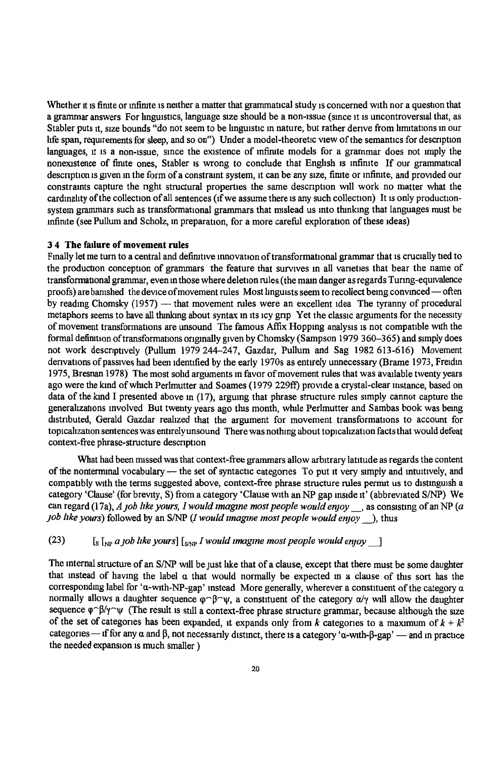Whether it is finite or infinite is neither a matter that grammatical study is concerned with nor a question that a grammar answers For linguistics, language size should be a non-issue (since it is uncontroversial that, as Stabler puts it, size bounds "do not seem to be linguistic in nature, but rather derive from limitations in our life span, requirements for sleep, and so on") Under a model-theoretic view of the semantics for description languages, it is a non-issue, since the existence of infinite models for a grammar does not imply the nonexistence of finite ones, Stabler is wrong to conclude that English is infinite If our grammatical description is given in the form of a constraint system, it can be any size, finite or infinite, and provided our constraints capture the right structural properties the same description will work no matter what the cardinality of the collection of all sentences (if we assume there is any such collection) It is only production-system grammars such as transformational grammars that mislead us into thinking that languages must be infinite (see Pullum and Scholz, in preparation, for a more careful exploration of these ideas)

### 3 4 The failure of movement rules

Finally let me turn to a central and definitive innovation of transformational grammar that is crucially tied to the production conception of grammars the feature that survives in all varieties that bear the name of transformational grammar, even in those where deletion rules (the main danger as regards Turing-equivalence proofs) are banished the device of movement rules Most linguists seem to recollect being convinced — often by reading Chomsky (1957) — that movement rules were an excellent idea The tyranny of procedural metaphors seems to have all thinking about syntax in its icy grip Yet the classic arguments for the necessity of movement transformations are unsound The famous Affix Hopping analysis is not compatible with the formal definition of transformations originally given by Chomsky (Sampson 1979 360–365) and simply does not work descriptively (Pullum 1979 244–247, Gazdar, Pullum and Sag 1982 613-616) Movement derivations of passives had been identified by the early 1970s as entirely unnecessary (Brame 1973, Freidin 1975, Bresnan 1978) The most solid arguments in favor of movement rules that was available twenty years ago were the kind of which Perlmutter and Soames (1979 229ff) provide a crystal-clear instance, based on data of the kind I presented above in (17), arguing that phrase structure rules simply cannot capture the generalizations involved But twenty years ago this month, while Perlmutter and Sambas book was being distributed, Gerald Gazdar realized that the argument for movement transformations to account for topicalization sentences was entirely unsound There was nothing about topicalization facts that would defeat context-free phrase-structure description

What had been missed was that context-free grammars allow arbitrary latitude as regards the content of the nonterminal vocabulary — the set of syntactic categories To put it very simply and intuitively, and compatibly with the terms suggested above, context-free phrase structure rules permit us to distinguish a category 'Clause' (for brevity, S) from a category 'Clause with an NP gap inside it' (abbreviated S/NP) We can regard (17a), *A job like yours, I would imagine most people would enjoy* __, as consisting of an NP (*a job like yours*) followed by an S/NP (*I would imagine most people would enjoy* __), thus

(23) $[_S\ [_{NP}$ *a job like yours*$]\ [_{S/NP}$ *I would imagine most people would enjoy* __ $]$

The internal structure of an S/NP will be just like that of a clause, except that there must be some daughter that instead of having the label $\alpha$ that would normally be expected in a clause of this sort has the corresponding label for '$\alpha$-with-NP-gap' instead More generally, wherever a constituent of the category $\alpha$ normally allows a daughter sequence $\varphi^\frown\beta^\frown\psi$, a constituent of the category $\alpha/\gamma$ will allow the daughter sequence $\varphi^\frown\beta/\gamma^\frown\psi$ (The result is still a context-free phrase structure grammar, because although the size of the set of categories has been expanded, it expands only from $k$ categories to a maximum of $k + k^2$ categories — if for any $\alpha$ and $\beta$, not necessarily distinct, there is a category '$\alpha$-with-$\beta$-gap' — and in practice the needed expansion is much smaller )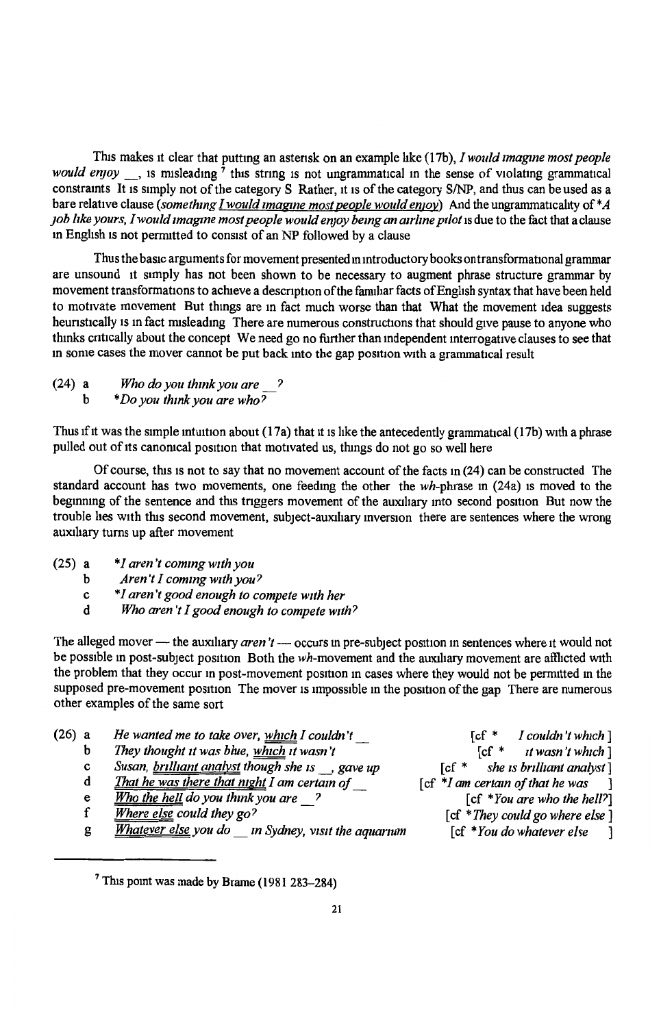This makes it clear that putting an asterisk on an example like (17b), *I would imagine most people would enjoy* __, is misleading[7] this string is not ungrammatical in the sense of violating grammatical constraints It is simply not of the category S Rather, it is of the category S/NP, and thus can be used as a bare relative clause (*something I would imagine most people would enjoy*) And the ungrammaticality of **A job like yours, I would imagine most people would enjoy being an airline pilot* is due to the fact that a clause in English is not permitted to consist of an NP followed by a clause

Thus the basic arguments for movement presented in introductory books on transformational grammar are unsound it simply has not been shown to be necessary to augment phrase structure grammar by movement transformations to achieve a description of the familiar facts of English syntax that have been held to motivate movement But things are in fact much worse than that What the movement idea suggests heuristically is in fact misleading There are numerous constructions that should give pause to anyone who thinks critically about the concept We need go no further than independent interrogative clauses to see that in some cases the mover cannot be put back into the gap position with a grammatical result

(24) a *Who do you think you are* __ ?
  b **Do you think you are who?*

Thus if it was the simple intuition about (17a) that it is like the antecedently grammatical (17b) with a phrase pulled out of its canonical position that motivated us, things do not go so well here

Of course, this is not to say that no movement account of the facts in (24) can be constructed The standard account has two movements, one feeding the other the *wh*-phrase in (24a) is moved to the beginning of the sentence and this triggers movement of the auxiliary into second position But now the trouble lies with this second movement, subject-auxiliary inversion there are sentences where the wrong auxiliary turns up after movement

(25) a **I aren't coming with you*
  b *Aren't I coming with you?*
  c **I aren't good enough to compete with her*
  d *Who aren't I good enough to compete with?*

The alleged mover — the auxiliary *aren't* — occurs in pre-subject position in sentences where it would not be possible in post-subject position Both the *wh*-movement and the auxiliary movement are afflicted with the problem that they occur in post-movement position in cases where they would not be permitted in the supposed pre-movement position The mover is impossible in the position of the gap There are numerous other examples of the same sort

(26) a *He wanted me to take over, which I couldn't* __ [cf * *I couldn't which*]
  b *They thought it was blue, which it wasn't* [cf * *it wasn't which*]
  c *Susan, brilliant analyst though she is* __, *gave up* [cf * *she is brilliant analyst*]
  d *That he was there that night I am certain of* __ [cf **I am certain of that he was*]
  e *Who the hell do you think you are* __ ? [cf **You are who the hell?*]
  f *Where else could they go?* [cf **They could go where else*]
  g *Whatever else you do* __ *in Sydney, visit the aquarium* [cf **You do whatever else*]

[7] This point was made by Brame (1981 283–284)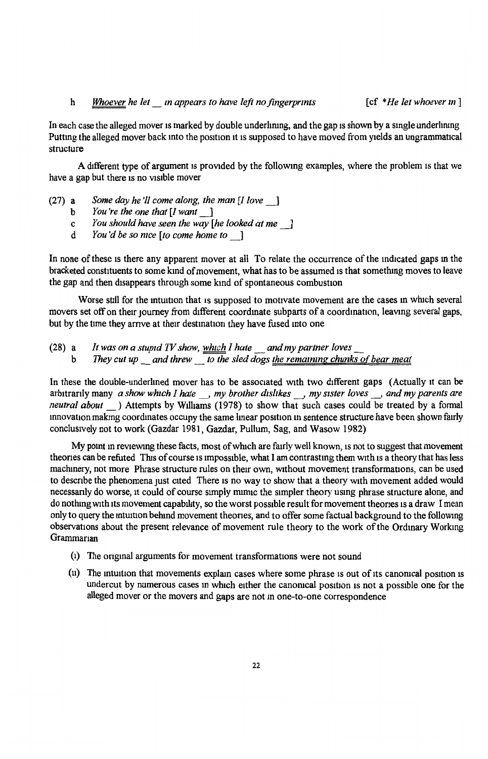h *Whoever he let __ in appears to have left no fingerprints* [cf *\*He let whoever in*]

In each case the alleged mover is marked by double underlining, and the gap is shown by a single underlining. Putting the alleged mover back into the position it is supposed to have moved from yields an ungrammatical structure.

A different type of argument is provided by the following examples, where the problem is that we have a gap but there is no visible mover.

(27) a *Some day he'll come along, the man [I love __]*
b *You're the one that [I want __]*
c *You should have seen the way [he looked at me __]*
d *You'd be so nice [to come home to __]*

In none of these is there any apparent mover at all. To relate the occurrence of the indicated gaps in the bracketed constituents to some kind of movement, what has to be assumed is that something moves to leave the gap and then disappears through some kind of spontaneous combustion.

Worse still for the intuition that is supposed to motivate movement are the cases in which several movers set off on their journey from different coordinate subparts of a coordination, leaving several gaps, but by the time they arrive at their destination they have fused into one.

(28) a *It was on a stupid TV show, which I hate __ and my partner loves __*
b *They cut up __ and threw __ to the sled dogs the remaining chunks of bear meat*

In these the double-underlined mover has to be associated with two different gaps. (Actually it can be arbitrarily many: *a show which I hate __, my brother dislikes __, my sister loves __, and my parents are neutral about __*.) Attempts by Williams (1978) to show that such cases could be treated by a formal innovation making coordinates occupy the same linear position in sentence structure have been shown fairly conclusively not to work (Gazdar 1981, Gazdar, Pullum, Sag, and Wasow 1982).

My point in reviewing these facts, most of which are fairly well known, is not to suggest that movement theories can be refuted. This of course is impossible; what I am contrasting them with is a theory that has less machinery, not more. Phrase structure rules on their own, without movement transformations, can be used to describe the phenomena just cited. There is no way to show that a theory with movement added would necessarily do worse; it could of course simply mimic the simpler theory using phrase structure alone, and do nothing with its movement capability, so the worst possible result for movement theories is a draw. I mean only to query the intuition behind movement theories, and to offer some factual background to the following observations about the present relevance of movement rule theory to the work of the Ordinary Working Grammarian.

(i) The original arguments for movement transformations were not sound.

(ii) The intuition that movements explain cases where some phrase is out of its canonical position is undercut by numerous cases in which either the canonical position is not a possible one for the alleged mover or the movers and gaps are not in one-to-one correspondence.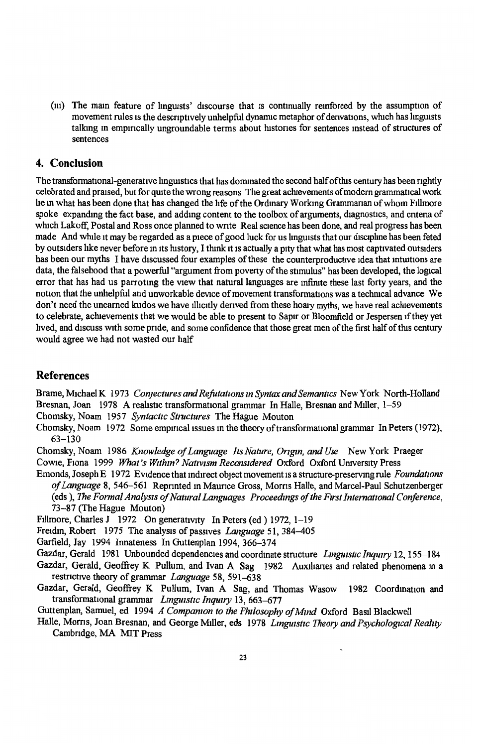(iii) The main feature of linguists' discourse that is continually reinforced by the assumption of movement rules is the descriptively unhelpful dynamic metaphor of derivations, which has linguists talking in empirically ungroundable terms about histories for sentences instead of structures of sentences

## 4. Conclusion

The transformational-generative linguistics that has dominated the second half of this century has been rightly celebrated and praised, but for quite the wrong reasons The great achievements of modern grammatical work lie in what has been done that has changed the life of the Ordinary Working Grammarian of whom Fillmore spoke expanding the fact base, and adding content to the toolbox of arguments, diagnostics, and criteria of which Lakoff, Postal and Ross once planned to write Real science has been done, and real progress has been made And while it may be regarded as a piece of good luck for us linguists that our discipline has been feted by outsiders like never before in its history, I think it is actually a pity that what has most captivated outsiders has been our myths I have discussed four examples of these the counterproductive idea that intuitions are data, the falsehood that a powerful "argument from poverty of the stimulus" has been developed, the logical error that has had us parroting the view that natural languages are infinite these last forty years, and the notion that the unhelpful and unworkable device of movement transformations was a technical advance We don't need the unearned kudos we have illicitly derived from these hoary myths, we have real achievements to celebrate, achievements that we would be able to present to Sapir or Bloomfield or Jespersen if they yet lived, and discuss with some pride, and some confidence that those great men of the first half of this century would agree we had not wasted our half

## References

Brame, Michael K 1973 *Conjectures and Refutations in Syntax and Semantics* New York North-Holland

Bresnan, Joan 1978 A realistic transformational grammar In Halle, Bresnan and Miller, 1–59

Chomsky, Noam 1957 *Syntactic Structures* The Hague Mouton

Chomsky, Noam 1972 Some empirical issues in the theory of transformational grammar In Peters (1972), 63–130

Chomsky, Noam 1986 *Knowledge of Language Its Nature, Origin, and Use* New York Praeger

Cowie, Fiona 1999 *What's Within? Nativism Reconsidered* Oxford Oxford University Press

Emonds, Joseph E 1972 Evidence that indirect object movement is a structure-preserving rule *Foundations of Language* 8, 546–561 Reprinted in Maurice Gross, Morris Halle, and Marcel-Paul Schutzenberger (eds ), *The Formal Analysis of Natural Languages Proceedings of the First International Conference*, 73–87 (The Hague Mouton)

Fillmore, Charles J 1972 On generativity In Peters (ed ) 1972, 1–19

Freidin, Robert 1975 The analysis of passives *Language* 51, 384–405

Garfield, Jay 1994 Innateness In Guttenplan 1994, 366–374

Gazdar, Gerald 1981 Unbounded dependencies and coordinate structure *Linguistic Inquiry* 12, 155–184

Gazdar, Gerald, Geoffrey K Pullum, and Ivan A Sag 1982 Auxiliaries and related phenomena in a restrictive theory of grammar *Language* 58, 591–638

Gazdar, Gerald, Geoffrey K Pullum, Ivan A Sag, and Thomas Wasow 1982 Coordination and transformational grammar *Linguistic Inquiry* 13, 663–677

Guttenplan, Samuel, ed 1994 *A Companion to the Philosophy of Mind* Oxford Basil Blackwell

Halle, Morris, Joan Bresnan, and George Miller, eds 1978 *Linguistic Theory and Psychological Reality* Cambridge, MA MIT Press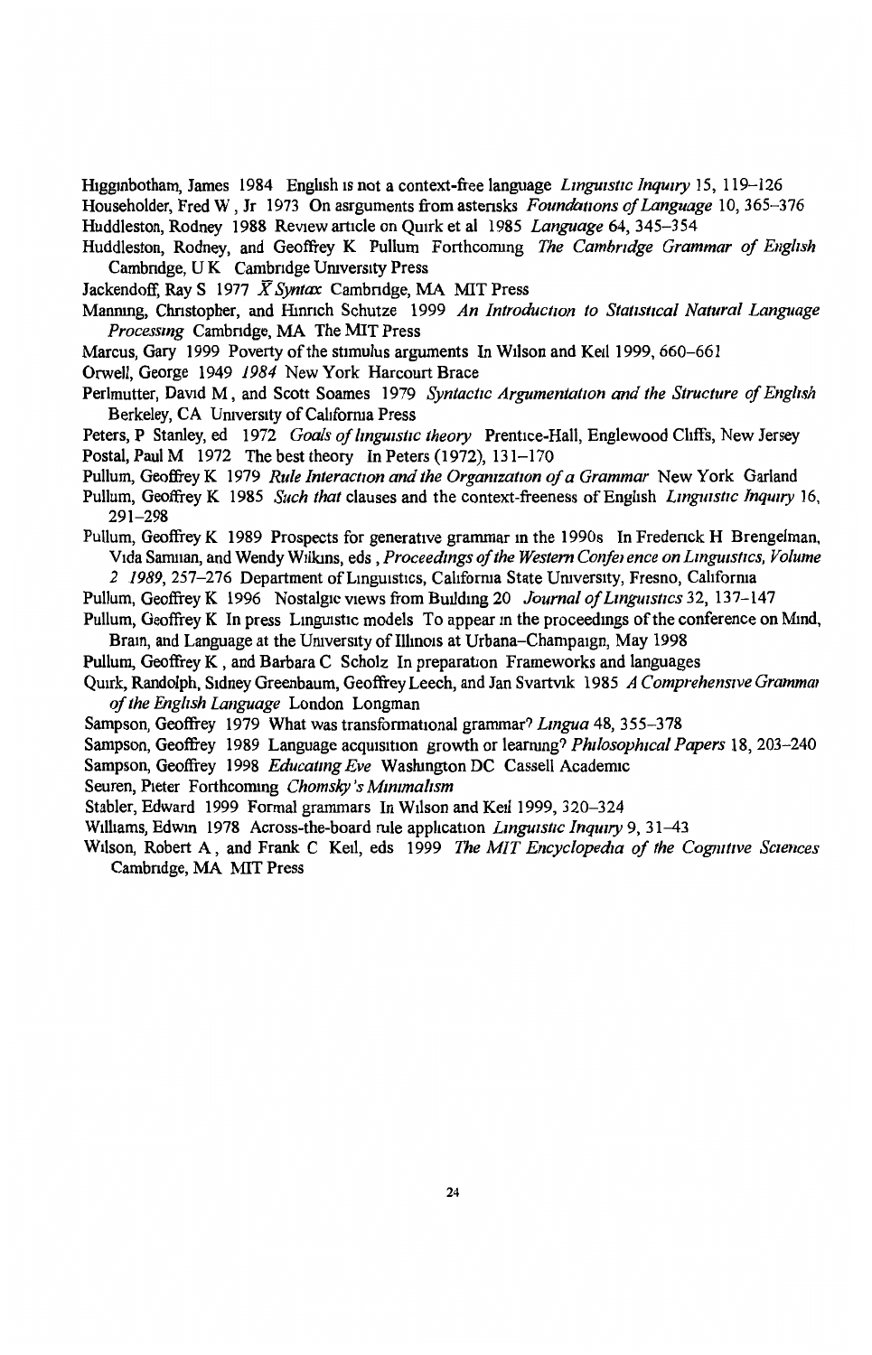Higginbotham, James 1984 English is not a context-free language *Linguistic Inquiry* 15, 119–126

Householder, Fred W , Jr 1973 On asrguments from asterisks *Foundations of Language* 10, 365–376

Huddleston, Rodney 1988 Review article on Quirk et al 1985 *Language* 64, 345–354

Huddleston, Rodney, and Geoffrey K Pullum Forthcoming *The Cambridge Grammar of English* Cambridge, U K Cambridge University Press

Jackendoff, Ray S 1977 *$\bar{X}$ Syntax* Cambridge, MA MIT Press

Manning, Christopher, and Hinrich Schutze 1999 *An Introduction to Statistical Natural Language Processing* Cambridge, MA The MIT Press

Marcus, Gary 1999 Poverty of the stimulus arguments In Wilson and Keil 1999, 660–661

Orwell, George 1949 *1984* New York Harcourt Brace

Perlmutter, David M , and Scott Soames 1979 *Syntactic Argumentation and the Structure of English* Berkeley, CA University of California Press

Peters, P Stanley, ed 1972 *Goals of linguistic theory* Prentice-Hall, Englewood Cliffs, New Jersey

Postal, Paul M 1972 The best theory In Peters (1972), 131–170

Pullum, Geoffrey K 1979 *Rule Interaction and the Organization of a Grammar* New York Garland

Pullum, Geoffrey K 1985 *Such that* clauses and the context-freeness of English *Linguistic Inquiry* 16, 291–298

Pullum, Geoffrey K 1989 Prospects for generative grammar in the 1990s In Frederick H Brengelman, Vida Samiian, and Wendy Wilkins, eds , *Proceedings of the Western Conference on Linguistics, Volume 2 1989*, 257–276 Department of Linguistics, California State University, Fresno, California

Pullum, Geoffrey K 1996 Nostalgic views from Building 20 *Journal of Linguistics* 32, 137–147

Pullum, Geoffrey K In press Linguistic models To appear in the proceedings of the conference on Mind, Brain, and Language at the University of Illinois at Urbana–Champaign, May 1998

Pullum, Geoffrey K , and Barbara C Scholz In preparation Frameworks and languages

Quirk, Randolph, Sidney Greenbaum, Geoffrey Leech, and Jan Svartvik 1985 *A Comprehensive Grammar of the English Language* London Longman

Sampson, Geoffrey 1979 What was transformational grammar? *Lingua* 48, 355–378

Sampson, Geoffrey 1989 Language acquisition growth or learning? *Philosophical Papers* 18, 203–240

Sampson, Geoffrey 1998 *Educating Eve* Washington DC Cassell Academic

Seuren, Pieter Forthcoming *Chomsky's Minimalism*

Stabler, Edward 1999 Formal grammars In Wilson and Keil 1999, 320–324

Williams, Edwin 1978 Across-the-board rule application *Linguistic Inquiry* 9, 31–43

Wilson, Robert A , and Frank C Keil, eds 1999 *The MIT Encyclopedia of the Cognitive Sciences* Cambridge, MA MIT Press